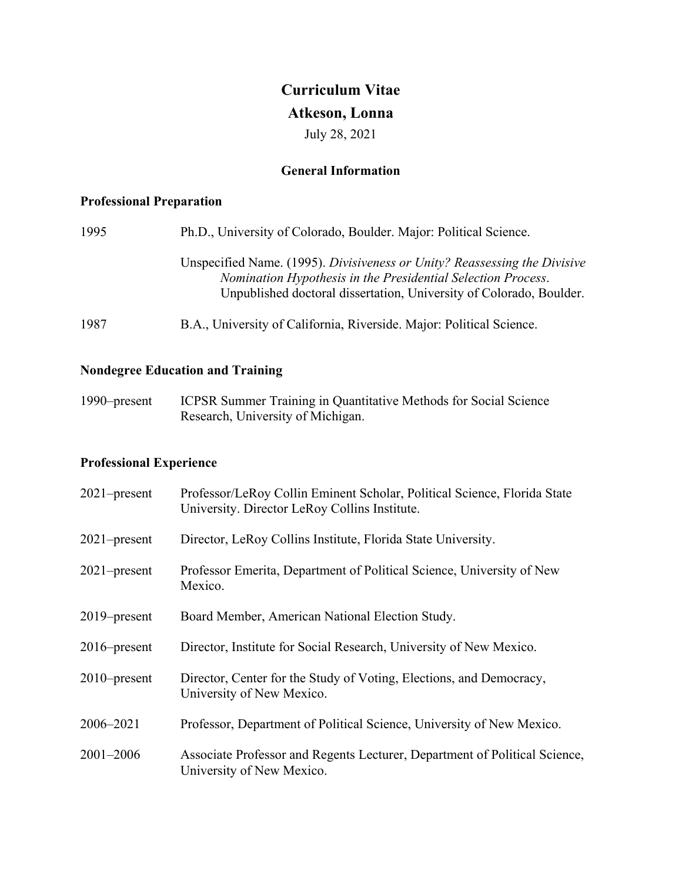# Curriculum Vitae

# Atkeson, Lonna

July 28, 2021

## General Information

### Professional Preparation

1995 Ph.D., University of Colorado, Boulder. Major: Political Science.

Unspecified Name. (1995). *Divisiveness or Unity? Reassessing the Divisive Nomination Hypothesis in the Presidential Selection Process*. Unpublished doctoral dissertation, University of Colorado, Boulder.

1987 B.A., University of California, Riverside. Major: Political Science.

### Nondegree Education and Training

1990–present ICPSR Summer Training in Quantitative Methods for Social Science Research, University of Michigan.

### Professional Experience

2021–present Professor/LeRoy Collin Eminent Scholar, Political Science, Florida State University. Director LeRoy Collins Institute.

2021–present Director, LeRoy Collins Institute, Florida State University.

2021–present Professor Emerita, Department of Political Science, University of New Mexico.

2019–present Board Member, American National Election Study.

2016–present Director, Institute for Social Research, University of New Mexico.

2010–present Director, Center for the Study of Voting, Elections, and Democracy, University of New Mexico.

2006–2021 Professor, Department of Political Science, University of New Mexico.

2001–2006 Associate Professor and Regents Lecturer, Department of Political Science, University of New Mexico.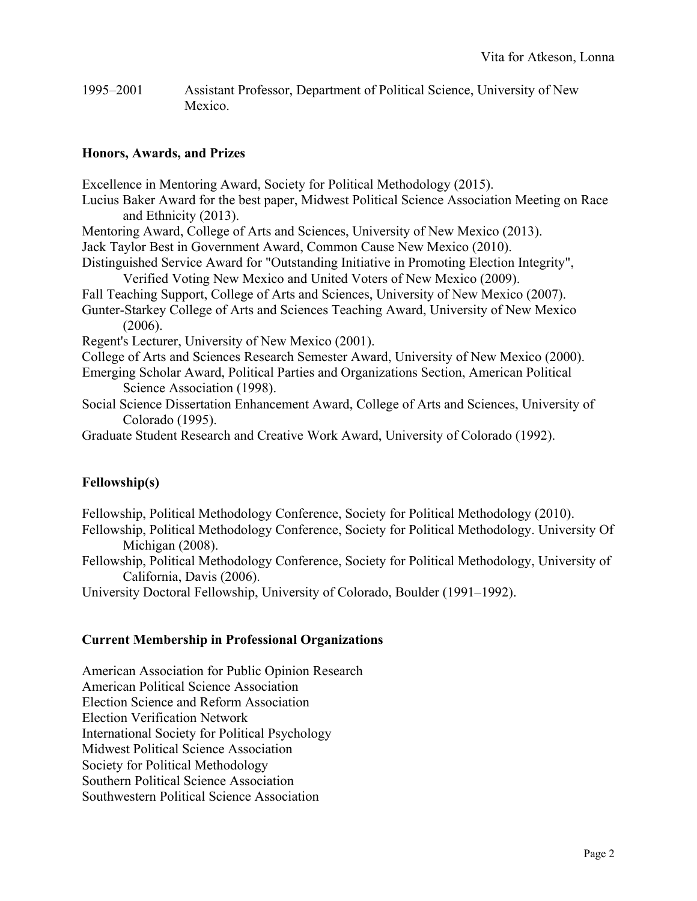1995–2001 Assistant Professor, Department of Political Science, University of New Mexico.

### Honors, Awards, and Prizes

Excellence in Mentoring Award, Society for Political Methodology (2015).
Lucius Baker Award for the best paper, Midwest Political Science Association Meeting on Race and Ethnicity (2013).
Mentoring Award, College of Arts and Sciences, University of New Mexico (2013).
Jack Taylor Best in Government Award, Common Cause New Mexico (2010).
Distinguished Service Award for "Outstanding Initiative in Promoting Election Integrity", Verified Voting New Mexico and United Voters of New Mexico (2009).
Fall Teaching Support, College of Arts and Sciences, University of New Mexico (2007).
Gunter-Starkey College of Arts and Sciences Teaching Award, University of New Mexico (2006).
Regent's Lecturer, University of New Mexico (2001).
College of Arts and Sciences Research Semester Award, University of New Mexico (2000).
Emerging Scholar Award, Political Parties and Organizations Section, American Political Science Association (1998).
Social Science Dissertation Enhancement Award, College of Arts and Sciences, University of Colorado (1995).
Graduate Student Research and Creative Work Award, University of Colorado (1992).

### Fellowship(s)

Fellowship, Political Methodology Conference, Society for Political Methodology (2010).
Fellowship, Political Methodology Conference, Society for Political Methodology. University Of Michigan (2008).
Fellowship, Political Methodology Conference, Society for Political Methodology, University of California, Davis (2006).
University Doctoral Fellowship, University of Colorado, Boulder (1991–1992).

### Current Membership in Professional Organizations

American Association for Public Opinion Research
American Political Science Association
Election Science and Reform Association
Election Verification Network
International Society for Political Psychology
Midwest Political Science Association
Society for Political Methodology
Southern Political Science Association
Southwestern Political Science Association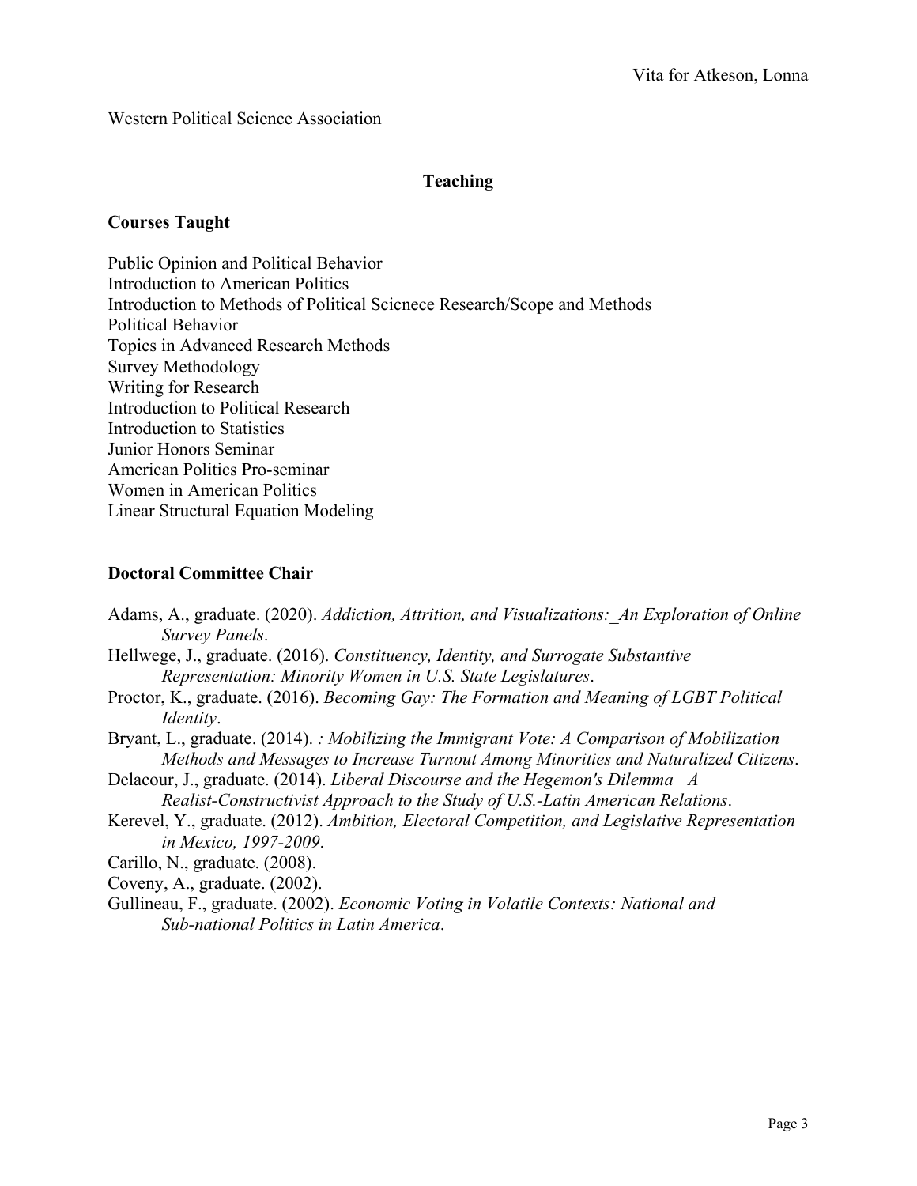Western Political Science Association

## Teaching

### Courses Taught

Public Opinion and Political Behavior
Introduction to American Politics
Introduction to Methods of Political Scicnece Research/Scope and Methods
Political Behavior
Topics in Advanced Research Methods
Survey Methodology
Writing for Research
Introduction to Political Research
Introduction to Statistics
Junior Honors Seminar
American Politics Pro-seminar
Women in American Politics
Linear Structural Equation Modeling

### Doctoral Committee Chair

Adams, A., graduate. (2020). *Addiction, Attrition, and Visualizations:_An Exploration of Online Survey Panels*.

Hellwege, J., graduate. (2016). *Constituency, Identity, and Surrogate Substantive Representation: Minority Women in U.S. State Legislatures*.

Proctor, K., graduate. (2016). *Becoming Gay: The Formation and Meaning of LGBT Political Identity*.

Bryant, L., graduate. (2014). *: Mobilizing the Immigrant Vote: A Comparison of Mobilization Methods and Messages to Increase Turnout Among Minorities and Naturalized Citizens*.

Delacour, J., graduate. (2014). *Liberal Discourse and the Hegemon's Dilemma A Realist-Constructivist Approach to the Study of U.S.-Latin American Relations*.

Kerevel, Y., graduate. (2012). *Ambition, Electoral Competition, and Legislative Representation in Mexico, 1997-2009*.

Carillo, N., graduate. (2008).

Coveny, A., graduate. (2002).

Gullineau, F., graduate. (2002). *Economic Voting in Volatile Contexts: National and Sub-national Politics in Latin America*.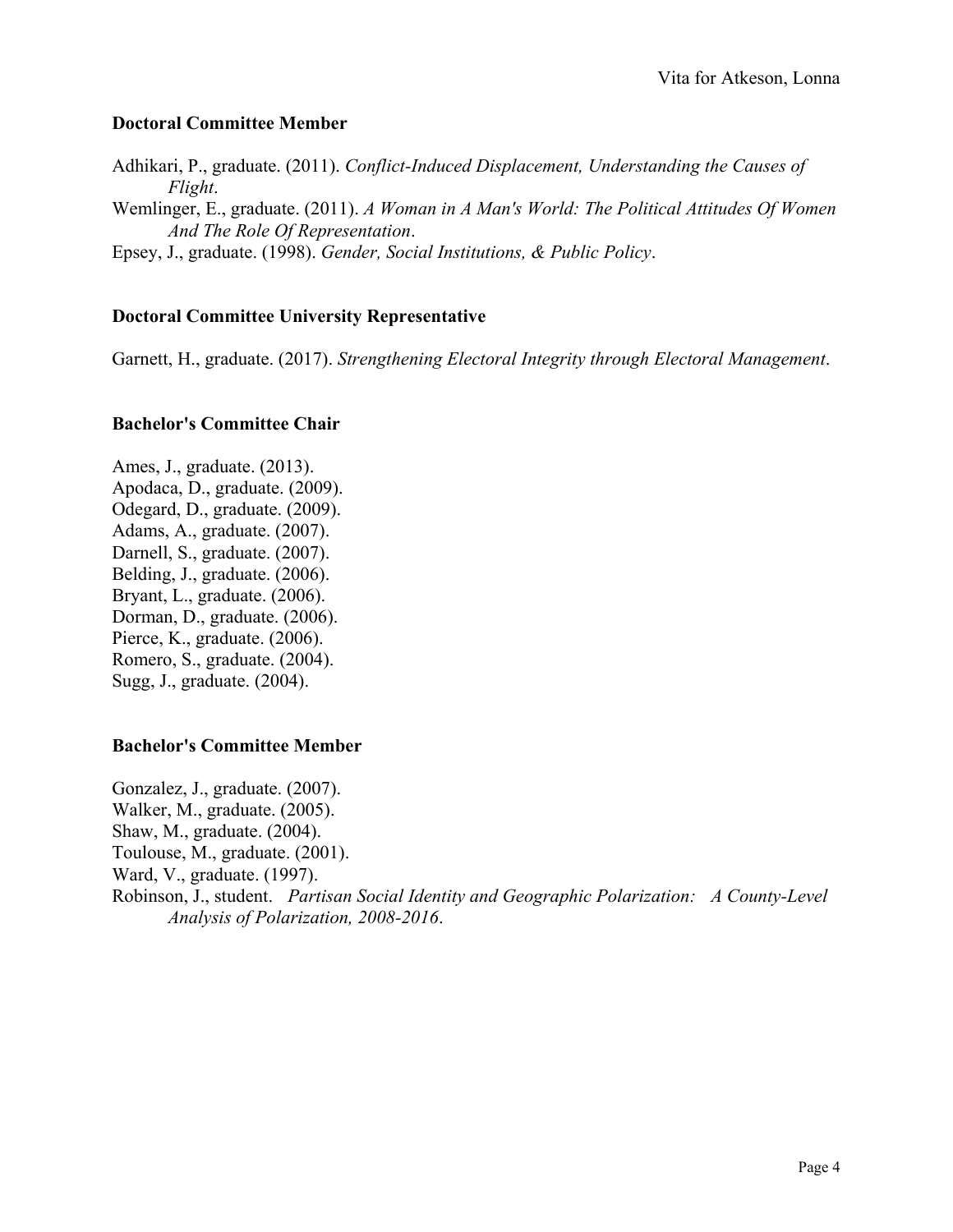### Doctoral Committee Member

Adhikari, P., graduate. (2011). *Conflict-Induced Displacement, Understanding the Causes of Flight*.

Wemlinger, E., graduate. (2011). *A Woman in A Man's World: The Political Attitudes Of Women And The Role Of Representation*.

Epsey, J., graduate. (1998). *Gender, Social Institutions, & Public Policy*.

### Doctoral Committee University Representative

Garnett, H., graduate. (2017). *Strengthening Electoral Integrity through Electoral Management*.

### Bachelor's Committee Chair

Ames, J., graduate. (2013).
Apodaca, D., graduate. (2009).
Odegard, D., graduate. (2009).
Adams, A., graduate. (2007).
Darnell, S., graduate. (2007).
Belding, J., graduate. (2006).
Bryant, L., graduate. (2006).
Dorman, D., graduate. (2006).
Pierce, K., graduate. (2006).
Romero, S., graduate. (2004).
Sugg, J., graduate. (2004).

### Bachelor's Committee Member

Gonzalez, J., graduate. (2007).
Walker, M., graduate. (2005).
Shaw, M., graduate. (2004).
Toulouse, M., graduate. (2001).
Ward, V., graduate. (1997).
Robinson, J., student. *Partisan Social Identity and Geographic Polarization: A County-Level Analysis of Polarization, 2008-2016*.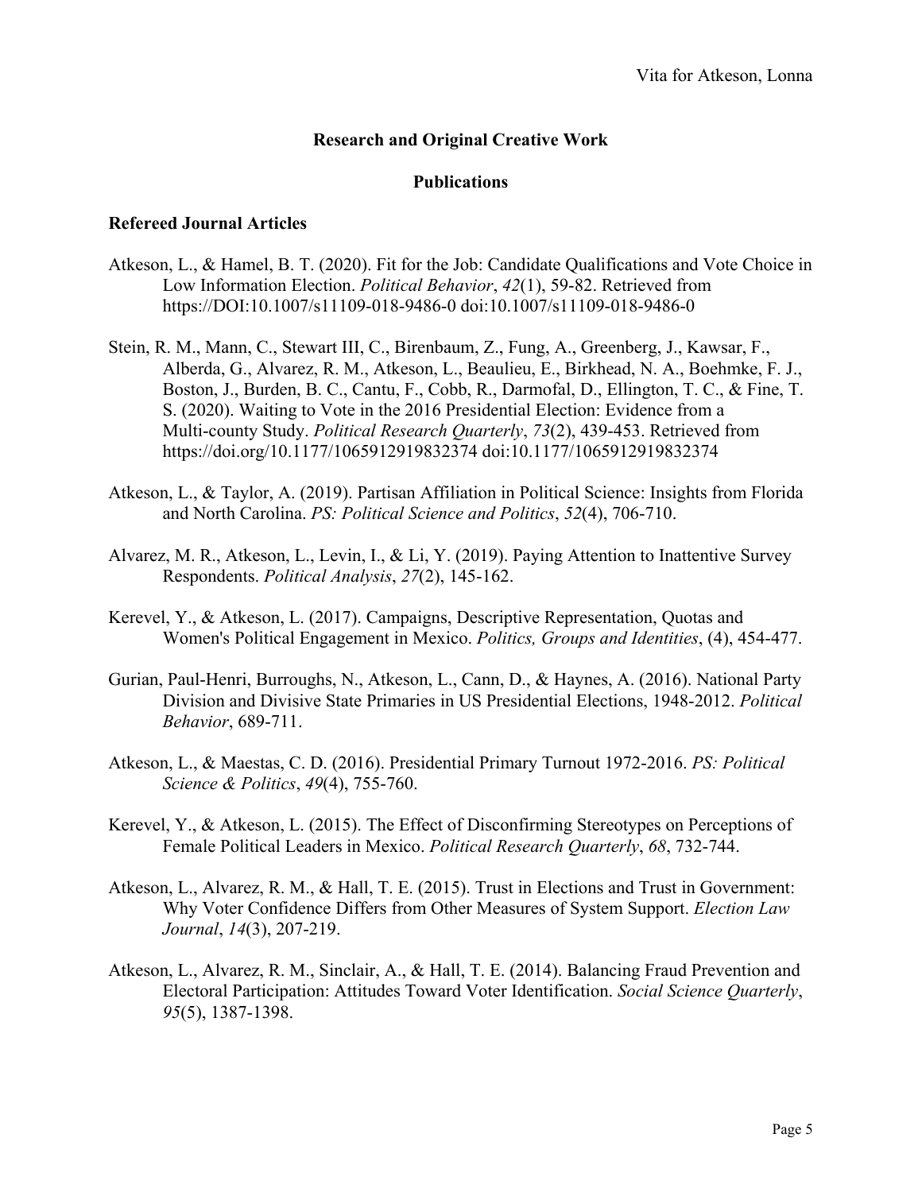## Research and Original Creative Work

### Publications

### Refereed Journal Articles

Atkeson, L., & Hamel, B. T. (2020). Fit for the Job: Candidate Qualifications and Vote Choice in Low Information Election. *Political Behavior*, *42*(1), 59-82. Retrieved from https://DOI:10.1007/s11109-018-9486-0 doi:10.1007/s11109-018-9486-0

Stein, R. M., Mann, C., Stewart III, C., Birenbaum, Z., Fung, A., Greenberg, J., Kawsar, F., Alberda, G., Alvarez, R. M., Atkeson, L., Beaulieu, E., Birkhead, N. A., Boehmke, F. J., Boston, J., Burden, B. C., Cantu, F., Cobb, R., Darmofal, D., Ellington, T. C., & Fine, T. S. (2020). Waiting to Vote in the 2016 Presidential Election: Evidence from a Multi-county Study. *Political Research Quarterly*, *73*(2), 439-453. Retrieved from https://doi.org/10.1177/1065912919832374 doi:10.1177/1065912919832374

Atkeson, L., & Taylor, A. (2019). Partisan Affiliation in Political Science: Insights from Florida and North Carolina. *PS: Political Science and Politics*, *52*(4), 706-710.

Alvarez, M. R., Atkeson, L., Levin, I., & Li, Y. (2019). Paying Attention to Inattentive Survey Respondents. *Political Analysis*, *27*(2), 145-162.

Kerevel, Y., & Atkeson, L. (2017). Campaigns, Descriptive Representation, Quotas and Women's Political Engagement in Mexico. *Politics, Groups and Identities*, (4), 454-477.

Gurian, Paul-Henri, Burroughs, N., Atkeson, L., Cann, D., & Haynes, A. (2016). National Party Division and Divisive State Primaries in US Presidential Elections, 1948-2012. *Political Behavior*, 689-711.

Atkeson, L., & Maestas, C. D. (2016). Presidential Primary Turnout 1972-2016. *PS: Political Science & Politics*, *49*(4), 755-760.

Kerevel, Y., & Atkeson, L. (2015). The Effect of Disconfirming Stereotypes on Perceptions of Female Political Leaders in Mexico. *Political Research Quarterly*, *68*, 732-744.

Atkeson, L., Alvarez, R. M., & Hall, T. E. (2015). Trust in Elections and Trust in Government: Why Voter Confidence Differs from Other Measures of System Support. *Election Law Journal*, *14*(3), 207-219.

Atkeson, L., Alvarez, R. M., Sinclair, A., & Hall, T. E. (2014). Balancing Fraud Prevention and Electoral Participation: Attitudes Toward Voter Identification. *Social Science Quarterly*, *95*(5), 1387-1398.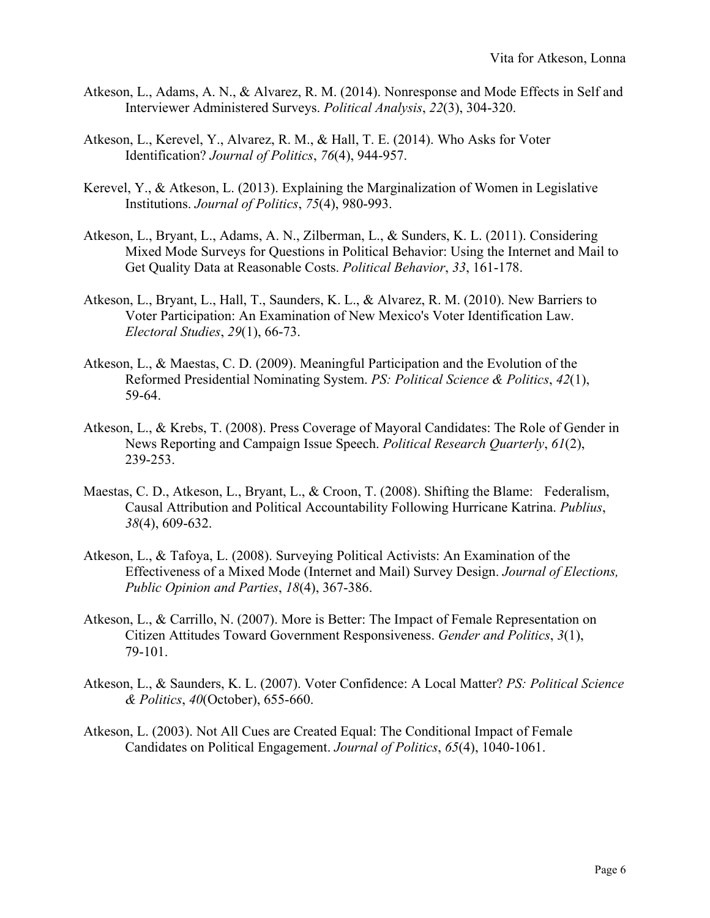Atkeson, L., Adams, A. N., & Alvarez, R. M. (2014). Nonresponse and Mode Effects in Self and Interviewer Administered Surveys. *Political Analysis*, *22*(3), 304-320.

Atkeson, L., Kerevel, Y., Alvarez, R. M., & Hall, T. E. (2014). Who Asks for Voter Identification? *Journal of Politics*, *76*(4), 944-957.

Kerevel, Y., & Atkeson, L. (2013). Explaining the Marginalization of Women in Legislative Institutions. *Journal of Politics*, *75*(4), 980-993.

Atkeson, L., Bryant, L., Adams, A. N., Zilberman, L., & Sunders, K. L. (2011). Considering Mixed Mode Surveys for Questions in Political Behavior: Using the Internet and Mail to Get Quality Data at Reasonable Costs. *Political Behavior*, *33*, 161-178.

Atkeson, L., Bryant, L., Hall, T., Saunders, K. L., & Alvarez, R. M. (2010). New Barriers to Voter Participation: An Examination of New Mexico's Voter Identification Law. *Electoral Studies*, *29*(1), 66-73.

Atkeson, L., & Maestas, C. D. (2009). Meaningful Participation and the Evolution of the Reformed Presidential Nominating System. *PS: Political Science & Politics*, *42*(1), 59-64.

Atkeson, L., & Krebs, T. (2008). Press Coverage of Mayoral Candidates: The Role of Gender in News Reporting and Campaign Issue Speech. *Political Research Quarterly*, *61*(2), 239-253.

Maestas, C. D., Atkeson, L., Bryant, L., & Croon, T. (2008). Shifting the Blame: Federalism, Causal Attribution and Political Accountability Following Hurricane Katrina. *Publius*, *38*(4), 609-632.

Atkeson, L., & Tafoya, L. (2008). Surveying Political Activists: An Examination of the Effectiveness of a Mixed Mode (Internet and Mail) Survey Design. *Journal of Elections, Public Opinion and Parties*, *18*(4), 367-386.

Atkeson, L., & Carrillo, N. (2007). More is Better: The Impact of Female Representation on Citizen Attitudes Toward Government Responsiveness. *Gender and Politics*, *3*(1), 79-101.

Atkeson, L., & Saunders, K. L. (2007). Voter Confidence: A Local Matter? *PS: Political Science & Politics*, *40*(October), 655-660.

Atkeson, L. (2003). Not All Cues are Created Equal: The Conditional Impact of Female Candidates on Political Engagement. *Journal of Politics*, *65*(4), 1040-1061.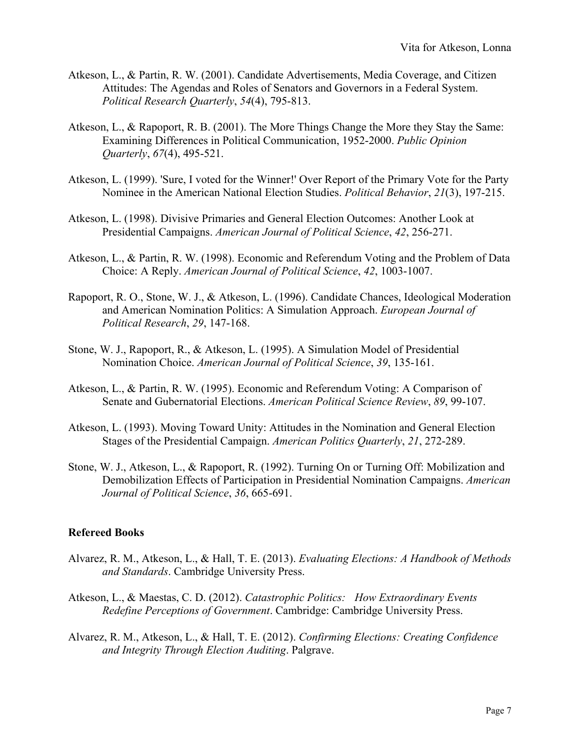Atkeson, L., & Partin, R. W. (2001). Candidate Advertisements, Media Coverage, and Citizen Attitudes: The Agendas and Roles of Senators and Governors in a Federal System. *Political Research Quarterly*, *54*(4), 795-813.

Atkeson, L., & Rapoport, R. B. (2001). The More Things Change the More they Stay the Same: Examining Differences in Political Communication, 1952-2000. *Public Opinion Quarterly*, *67*(4), 495-521.

Atkeson, L. (1999). 'Sure, I voted for the Winner!' Over Report of the Primary Vote for the Party Nominee in the American National Election Studies. *Political Behavior*, *21*(3), 197-215.

Atkeson, L. (1998). Divisive Primaries and General Election Outcomes: Another Look at Presidential Campaigns. *American Journal of Political Science*, *42*, 256-271.

Atkeson, L., & Partin, R. W. (1998). Economic and Referendum Voting and the Problem of Data Choice: A Reply. *American Journal of Political Science*, *42*, 1003-1007.

Rapoport, R. O., Stone, W. J., & Atkeson, L. (1996). Candidate Chances, Ideological Moderation and American Nomination Politics: A Simulation Approach. *European Journal of Political Research*, *29*, 147-168.

Stone, W. J., Rapoport, R., & Atkeson, L. (1995). A Simulation Model of Presidential Nomination Choice. *American Journal of Political Science*, *39*, 135-161.

Atkeson, L., & Partin, R. W. (1995). Economic and Referendum Voting: A Comparison of Senate and Gubernatorial Elections. *American Political Science Review*, *89*, 99-107.

Atkeson, L. (1993). Moving Toward Unity: Attitudes in the Nomination and General Election Stages of the Presidential Campaign. *American Politics Quarterly*, *21*, 272-289.

Stone, W. J., Atkeson, L., & Rapoport, R. (1992). Turning On or Turning Off: Mobilization and Demobilization Effects of Participation in Presidential Nomination Campaigns. *American Journal of Political Science*, *36*, 665-691.

**Refereed Books**

Alvarez, R. M., Atkeson, L., & Hall, T. E. (2013). *Evaluating Elections: A Handbook of Methods and Standards*. Cambridge University Press.

Atkeson, L., & Maestas, C. D. (2012). *Catastrophic Politics: How Extraordinary Events Redefine Perceptions of Government*. Cambridge: Cambridge University Press.

Alvarez, R. M., Atkeson, L., & Hall, T. E. (2012). *Confirming Elections: Creating Confidence and Integrity Through Election Auditing*. Palgrave.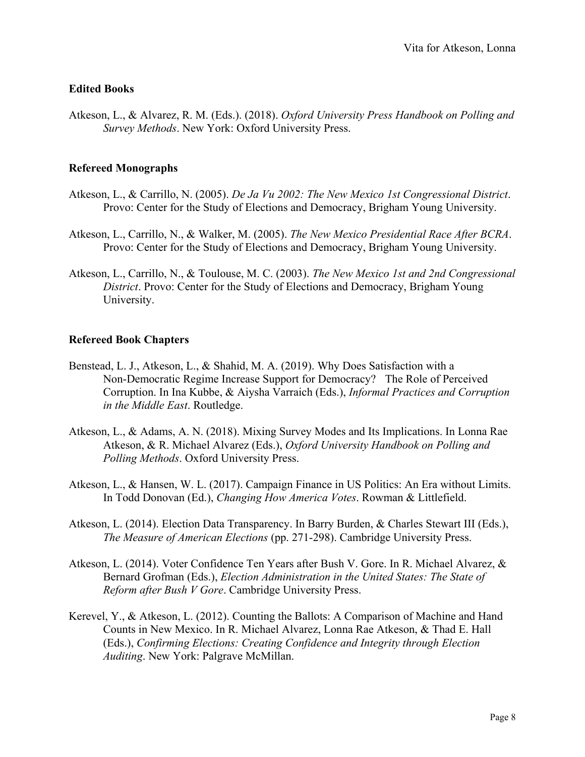## Edited Books

Atkeson, L., & Alvarez, R. M. (Eds.). (2018). *Oxford University Press Handbook on Polling and Survey Methods*. New York: Oxford University Press.

## Refereed Monographs

Atkeson, L., & Carrillo, N. (2005). *De Ja Vu 2002: The New Mexico 1st Congressional District*. Provo: Center for the Study of Elections and Democracy, Brigham Young University.

Atkeson, L., Carrillo, N., & Walker, M. (2005). *The New Mexico Presidential Race After BCRA*. Provo: Center for the Study of Elections and Democracy, Brigham Young University.

Atkeson, L., Carrillo, N., & Toulouse, M. C. (2003). *The New Mexico 1st and 2nd Congressional District*. Provo: Center for the Study of Elections and Democracy, Brigham Young University.

## Refereed Book Chapters

Benstead, L. J., Atkeson, L., & Shahid, M. A. (2019). Why Does Satisfaction with a Non-Democratic Regime Increase Support for Democracy? The Role of Perceived Corruption. In Ina Kubbe, & Aiysha Varraich (Eds.), *Informal Practices and Corruption in the Middle East*. Routledge.

Atkeson, L., & Adams, A. N. (2018). Mixing Survey Modes and Its Implications. In Lonna Rae Atkeson, & R. Michael Alvarez (Eds.), *Oxford University Handbook on Polling and Polling Methods*. Oxford University Press.

Atkeson, L., & Hansen, W. L. (2017). Campaign Finance in US Politics: An Era without Limits. In Todd Donovan (Ed.), *Changing How America Votes*. Rowman & Littlefield.

Atkeson, L. (2014). Election Data Transparency. In Barry Burden, & Charles Stewart III (Eds.), *The Measure of American Elections* (pp. 271-298). Cambridge University Press.

Atkeson, L. (2014). Voter Confidence Ten Years after Bush V. Gore. In R. Michael Alvarez, & Bernard Grofman (Eds.), *Election Administration in the United States: The State of Reform after Bush V Gore*. Cambridge University Press.

Kerevel, Y., & Atkeson, L. (2012). Counting the Ballots: A Comparison of Machine and Hand Counts in New Mexico. In R. Michael Alvarez, Lonna Rae Atkeson, & Thad E. Hall (Eds.), *Confirming Elections: Creating Confidence and Integrity through Election Auditing*. New York: Palgrave McMillan.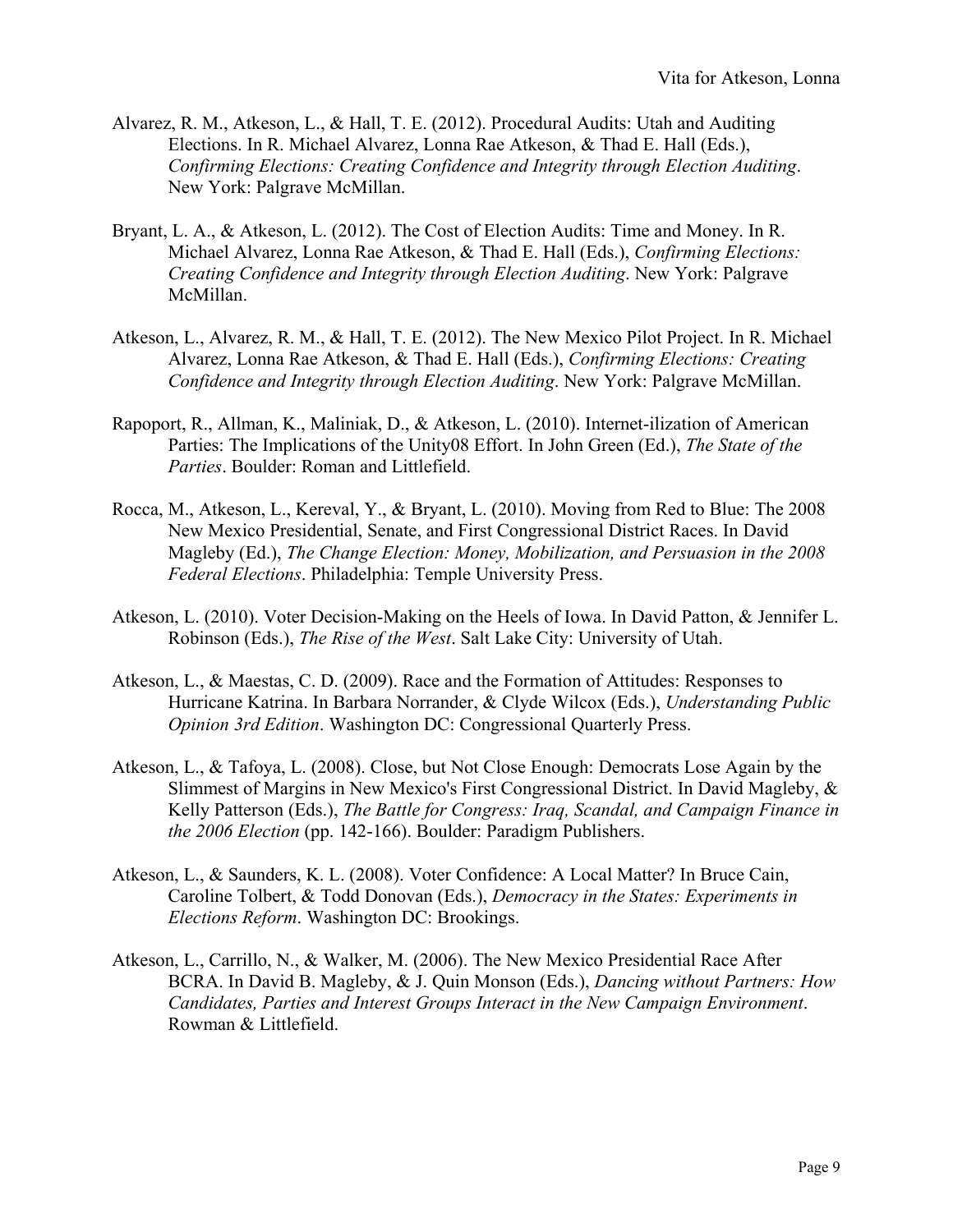Alvarez, R. M., Atkeson, L., & Hall, T. E. (2012). Procedural Audits: Utah and Auditing Elections. In R. Michael Alvarez, Lonna Rae Atkeson, & Thad E. Hall (Eds.), *Confirming Elections: Creating Confidence and Integrity through Election Auditing*. New York: Palgrave McMillan.

Bryant, L. A., & Atkeson, L. (2012). The Cost of Election Audits: Time and Money. In R. Michael Alvarez, Lonna Rae Atkeson, & Thad E. Hall (Eds.), *Confirming Elections: Creating Confidence and Integrity through Election Auditing*. New York: Palgrave McMillan.

Atkeson, L., Alvarez, R. M., & Hall, T. E. (2012). The New Mexico Pilot Project. In R. Michael Alvarez, Lonna Rae Atkeson, & Thad E. Hall (Eds.), *Confirming Elections: Creating Confidence and Integrity through Election Auditing*. New York: Palgrave McMillan.

Rapoport, R., Allman, K., Maliniak, D., & Atkeson, L. (2010). Internet-ilization of American Parties: The Implications of the Unity08 Effort. In John Green (Ed.), *The State of the Parties*. Boulder: Roman and Littlefield.

Rocca, M., Atkeson, L., Kereval, Y., & Bryant, L. (2010). Moving from Red to Blue: The 2008 New Mexico Presidential, Senate, and First Congressional District Races. In David Magleby (Ed.), *The Change Election: Money, Mobilization, and Persuasion in the 2008 Federal Elections*. Philadelphia: Temple University Press.

Atkeson, L. (2010). Voter Decision-Making on the Heels of Iowa. In David Patton, & Jennifer L. Robinson (Eds.), *The Rise of the West*. Salt Lake City: University of Utah.

Atkeson, L., & Maestas, C. D. (2009). Race and the Formation of Attitudes: Responses to Hurricane Katrina. In Barbara Norrander, & Clyde Wilcox (Eds.), *Understanding Public Opinion 3rd Edition*. Washington DC: Congressional Quarterly Press.

Atkeson, L., & Tafoya, L. (2008). Close, but Not Close Enough: Democrats Lose Again by the Slimmest of Margins in New Mexico's First Congressional District. In David Magleby, & Kelly Patterson (Eds.), *The Battle for Congress: Iraq, Scandal, and Campaign Finance in the 2006 Election* (pp. 142-166). Boulder: Paradigm Publishers.

Atkeson, L., & Saunders, K. L. (2008). Voter Confidence: A Local Matter? In Bruce Cain, Caroline Tolbert, & Todd Donovan (Eds.), *Democracy in the States: Experiments in Elections Reform*. Washington DC: Brookings.

Atkeson, L., Carrillo, N., & Walker, M. (2006). The New Mexico Presidential Race After BCRA. In David B. Magleby, & J. Quin Monson (Eds.), *Dancing without Partners: How Candidates, Parties and Interest Groups Interact in the New Campaign Environment*. Rowman & Littlefield.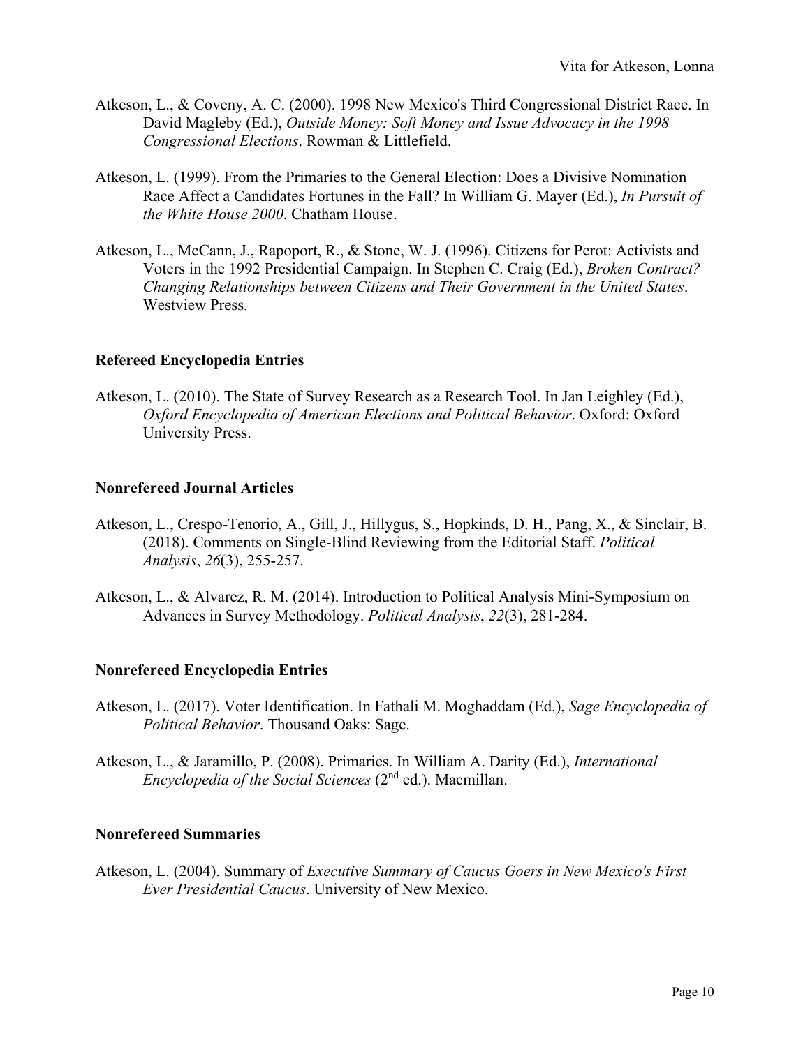Atkeson, L., & Coveny, A. C. (2000). 1998 New Mexico's Third Congressional District Race. In David Magleby (Ed.), *Outside Money: Soft Money and Issue Advocacy in the 1998 Congressional Elections*. Rowman & Littlefield.

Atkeson, L. (1999). From the Primaries to the General Election: Does a Divisive Nomination Race Affect a Candidates Fortunes in the Fall? In William G. Mayer (Ed.), *In Pursuit of the White House 2000*. Chatham House.

Atkeson, L., McCann, J., Rapoport, R., & Stone, W. J. (1996). Citizens for Perot: Activists and Voters in the 1992 Presidential Campaign. In Stephen C. Craig (Ed.), *Broken Contract? Changing Relationships between Citizens and Their Government in the United States*. Westview Press.

**Refereed Encyclopedia Entries**

Atkeson, L. (2010). The State of Survey Research as a Research Tool. In Jan Leighley (Ed.), *Oxford Encyclopedia of American Elections and Political Behavior*. Oxford: Oxford University Press.

**Nonrefereed Journal Articles**

Atkeson, L., Crespo-Tenorio, A., Gill, J., Hillygus, S., Hopkinds, D. H., Pang, X., & Sinclair, B. (2018). Comments on Single-Blind Reviewing from the Editorial Staff. *Political Analysis*, *26*(3), 255-257.

Atkeson, L., & Alvarez, R. M. (2014). Introduction to Political Analysis Mini-Symposium on Advances in Survey Methodology. *Political Analysis*, *22*(3), 281-284.

**Nonrefereed Encyclopedia Entries**

Atkeson, L. (2017). Voter Identification. In Fathali M. Moghaddam (Ed.), *Sage Encyclopedia of Political Behavior*. Thousand Oaks: Sage.

Atkeson, L., & Jaramillo, P. (2008). Primaries. In William A. Darity (Ed.), *International Encyclopedia of the Social Sciences* (2nd ed.). Macmillan.

**Nonrefereed Summaries**

Atkeson, L. (2004). Summary of *Executive Summary of Caucus Goers in New Mexico's First Ever Presidential Caucus*. University of New Mexico.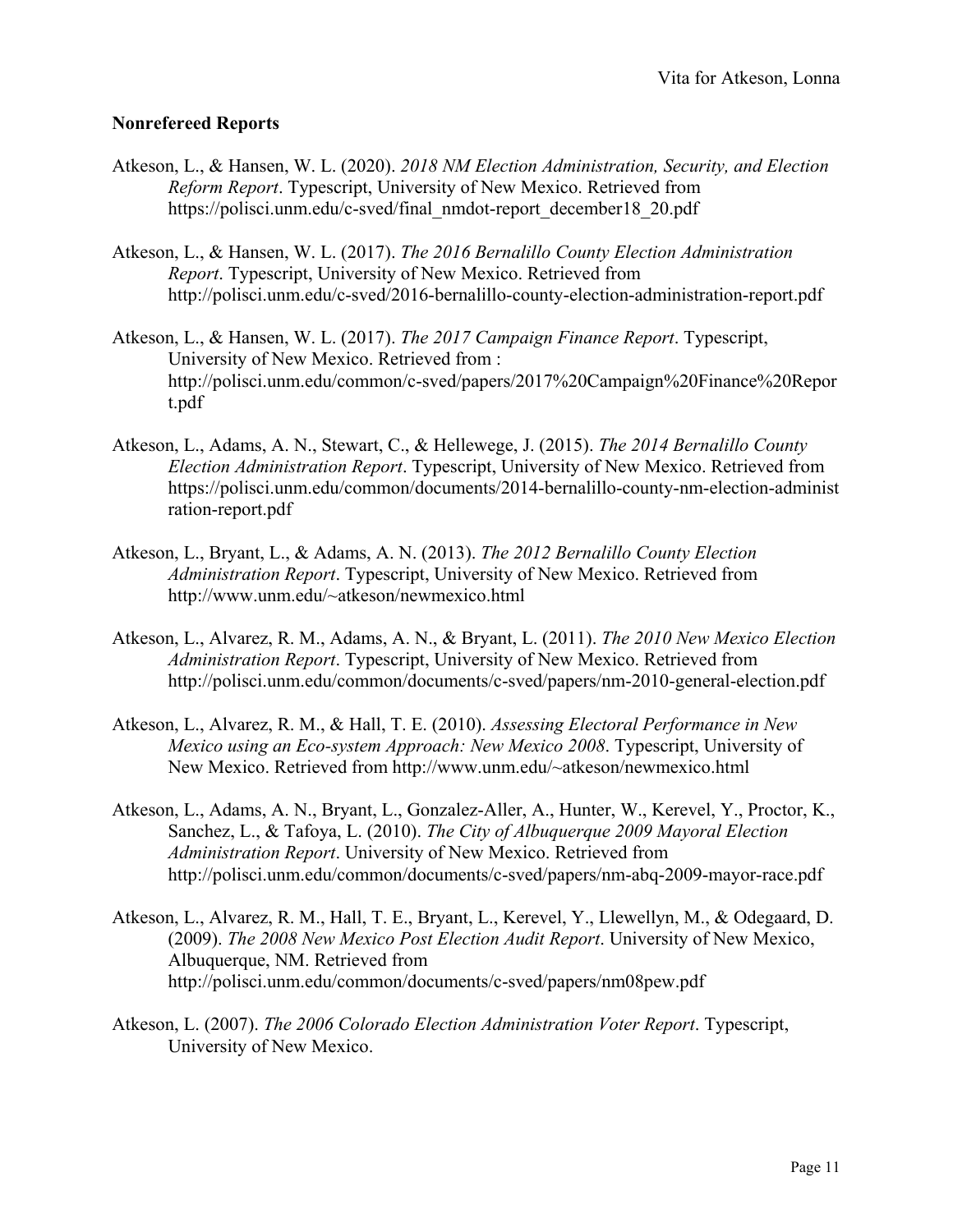### Nonrefereed Reports

Atkeson, L., & Hansen, W. L. (2020). *2018 NM Election Administration, Security, and Election Reform Report*. Typescript, University of New Mexico. Retrieved from https://polisci.unm.edu/c-sved/final_nmdot-report_december18_20.pdf

Atkeson, L., & Hansen, W. L. (2017). *The 2016 Bernalillo County Election Administration Report*. Typescript, University of New Mexico. Retrieved from http://polisci.unm.edu/c-sved/2016-bernalillo-county-election-administration-report.pdf

Atkeson, L., & Hansen, W. L. (2017). *The 2017 Campaign Finance Report*. Typescript, University of New Mexico. Retrieved from : http://polisci.unm.edu/common/c-sved/papers/2017%20Campaign%20Finance%20Report.pdf

Atkeson, L., Adams, A. N., Stewart, C., & Hellewege, J. (2015). *The 2014 Bernalillo County Election Administration Report*. Typescript, University of New Mexico. Retrieved from https://polisci.unm.edu/common/documents/2014-bernalillo-county-nm-election-administration-report.pdf

Atkeson, L., Bryant, L., & Adams, A. N. (2013). *The 2012 Bernalillo County Election Administration Report*. Typescript, University of New Mexico. Retrieved from http://www.unm.edu/~atkeson/newmexico.html

Atkeson, L., Alvarez, R. M., Adams, A. N., & Bryant, L. (2011). *The 2010 New Mexico Election Administration Report*. Typescript, University of New Mexico. Retrieved from http://polisci.unm.edu/common/documents/c-sved/papers/nm-2010-general-election.pdf

Atkeson, L., Alvarez, R. M., & Hall, T. E. (2010). *Assessing Electoral Performance in New Mexico using an Eco-system Approach: New Mexico 2008*. Typescript, University of New Mexico. Retrieved from http://www.unm.edu/~atkeson/newmexico.html

Atkeson, L., Adams, A. N., Bryant, L., Gonzalez-Aller, A., Hunter, W., Kerevel, Y., Proctor, K., Sanchez, L., & Tafoya, L. (2010). *The City of Albuquerque 2009 Mayoral Election Administration Report*. University of New Mexico. Retrieved from http://polisci.unm.edu/common/documents/c-sved/papers/nm-abq-2009-mayor-race.pdf

Atkeson, L., Alvarez, R. M., Hall, T. E., Bryant, L., Kerevel, Y., Llewellyn, M., & Odegaard, D. (2009). *The 2008 New Mexico Post Election Audit Report*. University of New Mexico, Albuquerque, NM. Retrieved from http://polisci.unm.edu/common/documents/c-sved/papers/nm08pew.pdf

Atkeson, L. (2007). *The 2006 Colorado Election Administration Voter Report*. Typescript, University of New Mexico.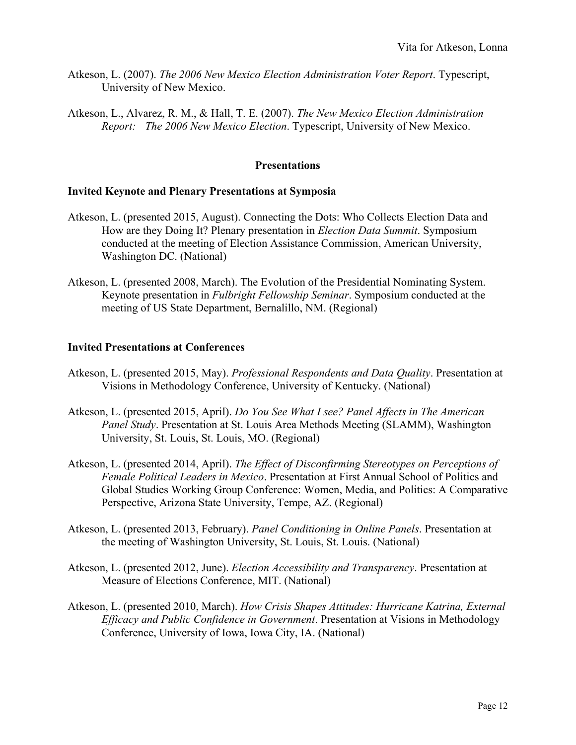Atkeson, L. (2007). *The 2006 New Mexico Election Administration Voter Report*. Typescript, University of New Mexico.

Atkeson, L., Alvarez, R. M., & Hall, T. E. (2007). *The New Mexico Election Administration Report: The 2006 New Mexico Election*. Typescript, University of New Mexico.

## Presentations

### Invited Keynote and Plenary Presentations at Symposia

Atkeson, L. (presented 2015, August). Connecting the Dots: Who Collects Election Data and How are they Doing It? Plenary presentation in *Election Data Summit*. Symposium conducted at the meeting of Election Assistance Commission, American University, Washington DC. (National)

Atkeson, L. (presented 2008, March). The Evolution of the Presidential Nominating System. Keynote presentation in *Fulbright Fellowship Seminar*. Symposium conducted at the meeting of US State Department, Bernalillo, NM. (Regional)

### Invited Presentations at Conferences

Atkeson, L. (presented 2015, May). *Professional Respondents and Data Quality*. Presentation at Visions in Methodology Conference, University of Kentucky. (National)

Atkeson, L. (presented 2015, April). *Do You See What I see? Panel Affects in The American Panel Study*. Presentation at St. Louis Area Methods Meeting (SLAMM), Washington University, St. Louis, St. Louis, MO. (Regional)

Atkeson, L. (presented 2014, April). *The Effect of Disconfirming Stereotypes on Perceptions of Female Political Leaders in Mexico*. Presentation at First Annual School of Politics and Global Studies Working Group Conference: Women, Media, and Politics: A Comparative Perspective, Arizona State University, Tempe, AZ. (Regional)

Atkeson, L. (presented 2013, February). *Panel Conditioning in Online Panels*. Presentation at the meeting of Washington University, St. Louis, St. Louis. (National)

Atkeson, L. (presented 2012, June). *Election Accessibility and Transparency*. Presentation at Measure of Elections Conference, MIT. (National)

Atkeson, L. (presented 2010, March). *How Crisis Shapes Attitudes: Hurricane Katrina, External Efficacy and Public Confidence in Government*. Presentation at Visions in Methodology Conference, University of Iowa, Iowa City, IA. (National)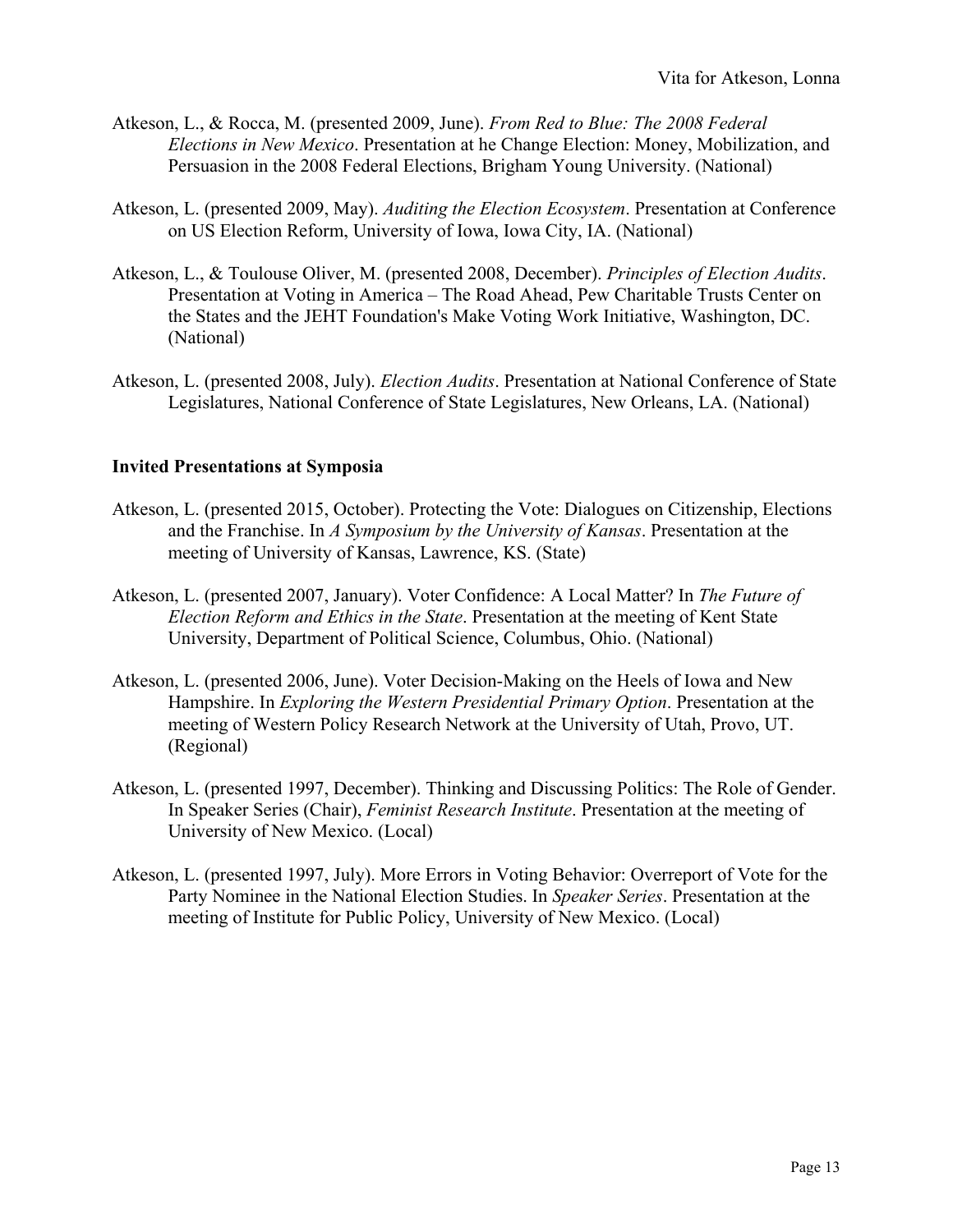Atkeson, L., & Rocca, M. (presented 2009, June). *From Red to Blue: The 2008 Federal Elections in New Mexico*. Presentation at he Change Election: Money, Mobilization, and Persuasion in the 2008 Federal Elections, Brigham Young University. (National)

Atkeson, L. (presented 2009, May). *Auditing the Election Ecosystem*. Presentation at Conference on US Election Reform, University of Iowa, Iowa City, IA. (National)

Atkeson, L., & Toulouse Oliver, M. (presented 2008, December). *Principles of Election Audits*. Presentation at Voting in America – The Road Ahead, Pew Charitable Trusts Center on the States and the JEHT Foundation's Make Voting Work Initiative, Washington, DC. (National)

Atkeson, L. (presented 2008, July). *Election Audits*. Presentation at National Conference of State Legislatures, National Conference of State Legislatures, New Orleans, LA. (National)

**Invited Presentations at Symposia**

Atkeson, L. (presented 2015, October). Protecting the Vote: Dialogues on Citizenship, Elections and the Franchise. In *A Symposium by the University of Kansas*. Presentation at the meeting of University of Kansas, Lawrence, KS. (State)

Atkeson, L. (presented 2007, January). Voter Confidence: A Local Matter? In *The Future of Election Reform and Ethics in the State*. Presentation at the meeting of Kent State University, Department of Political Science, Columbus, Ohio. (National)

Atkeson, L. (presented 2006, June). Voter Decision-Making on the Heels of Iowa and New Hampshire. In *Exploring the Western Presidential Primary Option*. Presentation at the meeting of Western Policy Research Network at the University of Utah, Provo, UT. (Regional)

Atkeson, L. (presented 1997, December). Thinking and Discussing Politics: The Role of Gender. In Speaker Series (Chair), *Feminist Research Institute*. Presentation at the meeting of University of New Mexico. (Local)

Atkeson, L. (presented 1997, July). More Errors in Voting Behavior: Overreport of Vote for the Party Nominee in the National Election Studies. In *Speaker Series*. Presentation at the meeting of Institute for Public Policy, University of New Mexico. (Local)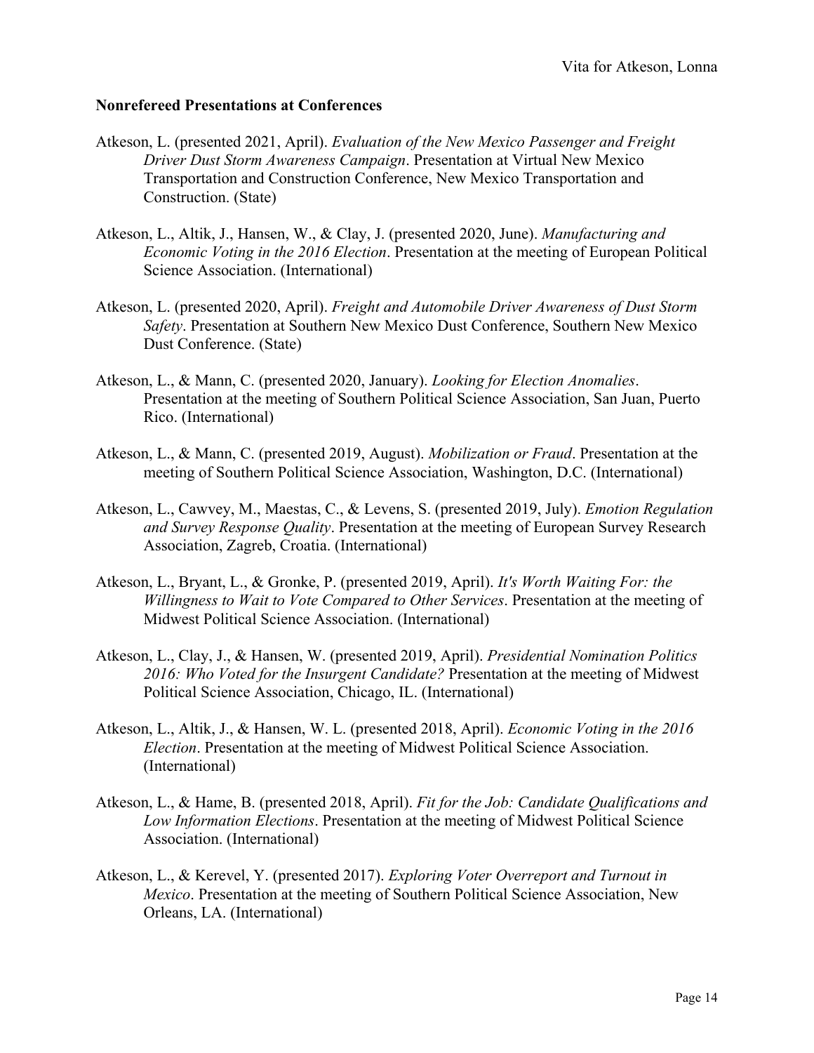**Nonrefereed Presentations at Conferences**

Atkeson, L. (presented 2021, April). *Evaluation of the New Mexico Passenger and Freight Driver Dust Storm Awareness Campaign*. Presentation at Virtual New Mexico Transportation and Construction Conference, New Mexico Transportation and Construction. (State)

Atkeson, L., Altik, J., Hansen, W., & Clay, J. (presented 2020, June). *Manufacturing and Economic Voting in the 2016 Election*. Presentation at the meeting of European Political Science Association. (International)

Atkeson, L. (presented 2020, April). *Freight and Automobile Driver Awareness of Dust Storm Safety*. Presentation at Southern New Mexico Dust Conference, Southern New Mexico Dust Conference. (State)

Atkeson, L., & Mann, C. (presented 2020, January). *Looking for Election Anomalies*. Presentation at the meeting of Southern Political Science Association, San Juan, Puerto Rico. (International)

Atkeson, L., & Mann, C. (presented 2019, August). *Mobilization or Fraud*. Presentation at the meeting of Southern Political Science Association, Washington, D.C. (International)

Atkeson, L., Cawvey, M., Maestas, C., & Levens, S. (presented 2019, July). *Emotion Regulation and Survey Response Quality*. Presentation at the meeting of European Survey Research Association, Zagreb, Croatia. (International)

Atkeson, L., Bryant, L., & Gronke, P. (presented 2019, April). *It's Worth Waiting For: the Willingness to Wait to Vote Compared to Other Services*. Presentation at the meeting of Midwest Political Science Association. (International)

Atkeson, L., Clay, J., & Hansen, W. (presented 2019, April). *Presidential Nomination Politics 2016: Who Voted for the Insurgent Candidate?* Presentation at the meeting of Midwest Political Science Association, Chicago, IL. (International)

Atkeson, L., Altik, J., & Hansen, W. L. (presented 2018, April). *Economic Voting in the 2016 Election*. Presentation at the meeting of Midwest Political Science Association. (International)

Atkeson, L., & Hame, B. (presented 2018, April). *Fit for the Job: Candidate Qualifications and Low Information Elections*. Presentation at the meeting of Midwest Political Science Association. (International)

Atkeson, L., & Kerevel, Y. (presented 2017). *Exploring Voter Overreport and Turnout in Mexico*. Presentation at the meeting of Southern Political Science Association, New Orleans, LA. (International)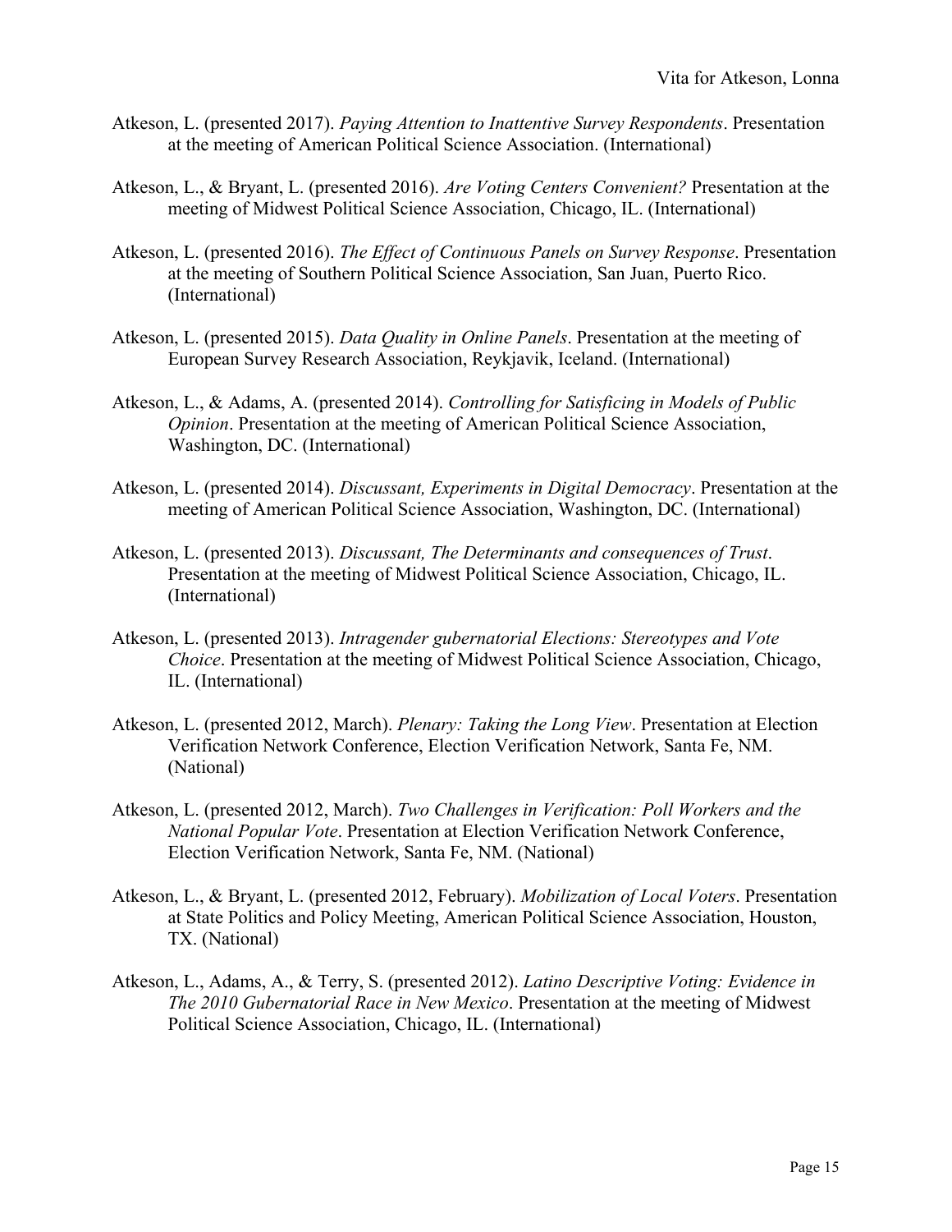Atkeson, L. (presented 2017). *Paying Attention to Inattentive Survey Respondents*. Presentation at the meeting of American Political Science Association. (International)

Atkeson, L., & Bryant, L. (presented 2016). *Are Voting Centers Convenient?* Presentation at the meeting of Midwest Political Science Association, Chicago, IL. (International)

Atkeson, L. (presented 2016). *The Effect of Continuous Panels on Survey Response*. Presentation at the meeting of Southern Political Science Association, San Juan, Puerto Rico. (International)

Atkeson, L. (presented 2015). *Data Quality in Online Panels*. Presentation at the meeting of European Survey Research Association, Reykjavik, Iceland. (International)

Atkeson, L., & Adams, A. (presented 2014). *Controlling for Satisficing in Models of Public Opinion*. Presentation at the meeting of American Political Science Association, Washington, DC. (International)

Atkeson, L. (presented 2014). *Discussant, Experiments in Digital Democracy*. Presentation at the meeting of American Political Science Association, Washington, DC. (International)

Atkeson, L. (presented 2013). *Discussant, The Determinants and consequences of Trust*. Presentation at the meeting of Midwest Political Science Association, Chicago, IL. (International)

Atkeson, L. (presented 2013). *Intragender gubernatorial Elections: Stereotypes and Vote Choice*. Presentation at the meeting of Midwest Political Science Association, Chicago, IL. (International)

Atkeson, L. (presented 2012, March). *Plenary: Taking the Long View*. Presentation at Election Verification Network Conference, Election Verification Network, Santa Fe, NM. (National)

Atkeson, L. (presented 2012, March). *Two Challenges in Verification: Poll Workers and the National Popular Vote*. Presentation at Election Verification Network Conference, Election Verification Network, Santa Fe, NM. (National)

Atkeson, L., & Bryant, L. (presented 2012, February). *Mobilization of Local Voters*. Presentation at State Politics and Policy Meeting, American Political Science Association, Houston, TX. (National)

Atkeson, L., Adams, A., & Terry, S. (presented 2012). *Latino Descriptive Voting: Evidence in The 2010 Gubernatorial Race in New Mexico*. Presentation at the meeting of Midwest Political Science Association, Chicago, IL. (International)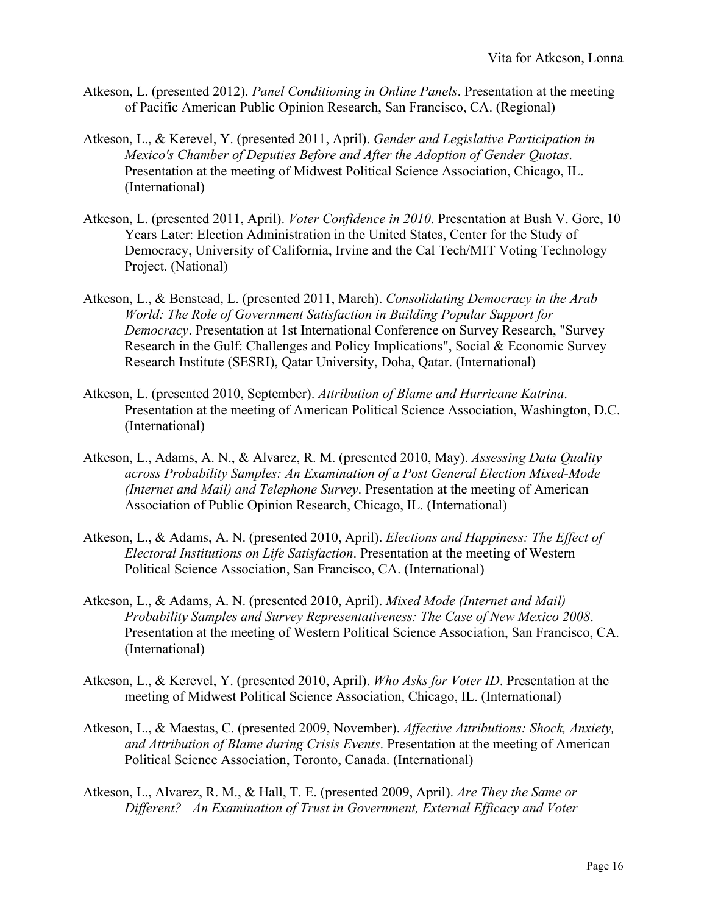Atkeson, L. (presented 2012). *Panel Conditioning in Online Panels*. Presentation at the meeting of Pacific American Public Opinion Research, San Francisco, CA. (Regional)

Atkeson, L., & Kerevel, Y. (presented 2011, April). *Gender and Legislative Participation in Mexico's Chamber of Deputies Before and After the Adoption of Gender Quotas*. Presentation at the meeting of Midwest Political Science Association, Chicago, IL. (International)

Atkeson, L. (presented 2011, April). *Voter Confidence in 2010*. Presentation at Bush V. Gore, 10 Years Later: Election Administration in the United States, Center for the Study of Democracy, University of California, Irvine and the Cal Tech/MIT Voting Technology Project. (National)

Atkeson, L., & Benstead, L. (presented 2011, March). *Consolidating Democracy in the Arab World: The Role of Government Satisfaction in Building Popular Support for Democracy*. Presentation at 1st International Conference on Survey Research, "Survey Research in the Gulf: Challenges and Policy Implications", Social & Economic Survey Research Institute (SESRI), Qatar University, Doha, Qatar. (International)

Atkeson, L. (presented 2010, September). *Attribution of Blame and Hurricane Katrina*. Presentation at the meeting of American Political Science Association, Washington, D.C. (International)

Atkeson, L., Adams, A. N., & Alvarez, R. M. (presented 2010, May). *Assessing Data Quality across Probability Samples: An Examination of a Post General Election Mixed-Mode (Internet and Mail) and Telephone Survey*. Presentation at the meeting of American Association of Public Opinion Research, Chicago, IL. (International)

Atkeson, L., & Adams, A. N. (presented 2010, April). *Elections and Happiness: The Effect of Electoral Institutions on Life Satisfaction*. Presentation at the meeting of Western Political Science Association, San Francisco, CA. (International)

Atkeson, L., & Adams, A. N. (presented 2010, April). *Mixed Mode (Internet and Mail) Probability Samples and Survey Representativeness: The Case of New Mexico 2008*. Presentation at the meeting of Western Political Science Association, San Francisco, CA. (International)

Atkeson, L., & Kerevel, Y. (presented 2010, April). *Who Asks for Voter ID*. Presentation at the meeting of Midwest Political Science Association, Chicago, IL. (International)

Atkeson, L., & Maestas, C. (presented 2009, November). *Affective Attributions: Shock, Anxiety, and Attribution of Blame during Crisis Events*. Presentation at the meeting of American Political Science Association, Toronto, Canada. (International)

Atkeson, L., Alvarez, R. M., & Hall, T. E. (presented 2009, April). *Are They the Same or Different? An Examination of Trust in Government, External Efficacy and Voter*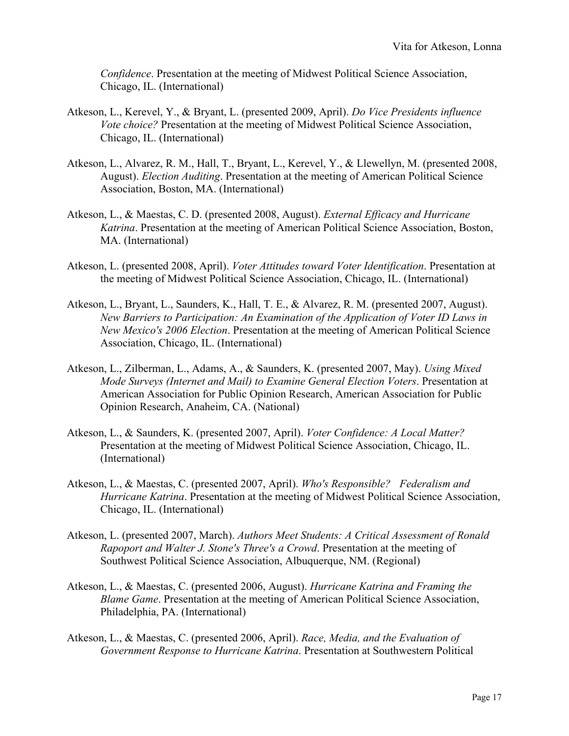*Confidence*. Presentation at the meeting of Midwest Political Science Association, Chicago, IL. (International)

Atkeson, L., Kerevel, Y., & Bryant, L. (presented 2009, April). *Do Vice Presidents influence Vote choice?* Presentation at the meeting of Midwest Political Science Association, Chicago, IL. (International)

Atkeson, L., Alvarez, R. M., Hall, T., Bryant, L., Kerevel, Y., & Llewellyn, M. (presented 2008, August). *Election Auditing*. Presentation at the meeting of American Political Science Association, Boston, MA. (International)

Atkeson, L., & Maestas, C. D. (presented 2008, August). *External Efficacy and Hurricane Katrina*. Presentation at the meeting of American Political Science Association, Boston, MA. (International)

Atkeson, L. (presented 2008, April). *Voter Attitudes toward Voter Identification*. Presentation at the meeting of Midwest Political Science Association, Chicago, IL. (International)

Atkeson, L., Bryant, L., Saunders, K., Hall, T. E., & Alvarez, R. M. (presented 2007, August). *New Barriers to Participation: An Examination of the Application of Voter ID Laws in New Mexico's 2006 Election*. Presentation at the meeting of American Political Science Association, Chicago, IL. (International)

Atkeson, L., Zilberman, L., Adams, A., & Saunders, K. (presented 2007, May). *Using Mixed Mode Surveys (Internet and Mail) to Examine General Election Voters*. Presentation at American Association for Public Opinion Research, American Association for Public Opinion Research, Anaheim, CA. (National)

Atkeson, L., & Saunders, K. (presented 2007, April). *Voter Confidence: A Local Matter?* Presentation at the meeting of Midwest Political Science Association, Chicago, IL. (International)

Atkeson, L., & Maestas, C. (presented 2007, April). *Who's Responsible? Federalism and Hurricane Katrina*. Presentation at the meeting of Midwest Political Science Association, Chicago, IL. (International)

Atkeson, L. (presented 2007, March). *Authors Meet Students: A Critical Assessment of Ronald Rapoport and Walter J. Stone's Three's a Crowd*. Presentation at the meeting of Southwest Political Science Association, Albuquerque, NM. (Regional)

Atkeson, L., & Maestas, C. (presented 2006, August). *Hurricane Katrina and Framing the Blame Game*. Presentation at the meeting of American Political Science Association, Philadelphia, PA. (International)

Atkeson, L., & Maestas, C. (presented 2006, April). *Race, Media, and the Evaluation of Government Response to Hurricane Katrina*. Presentation at Southwestern Political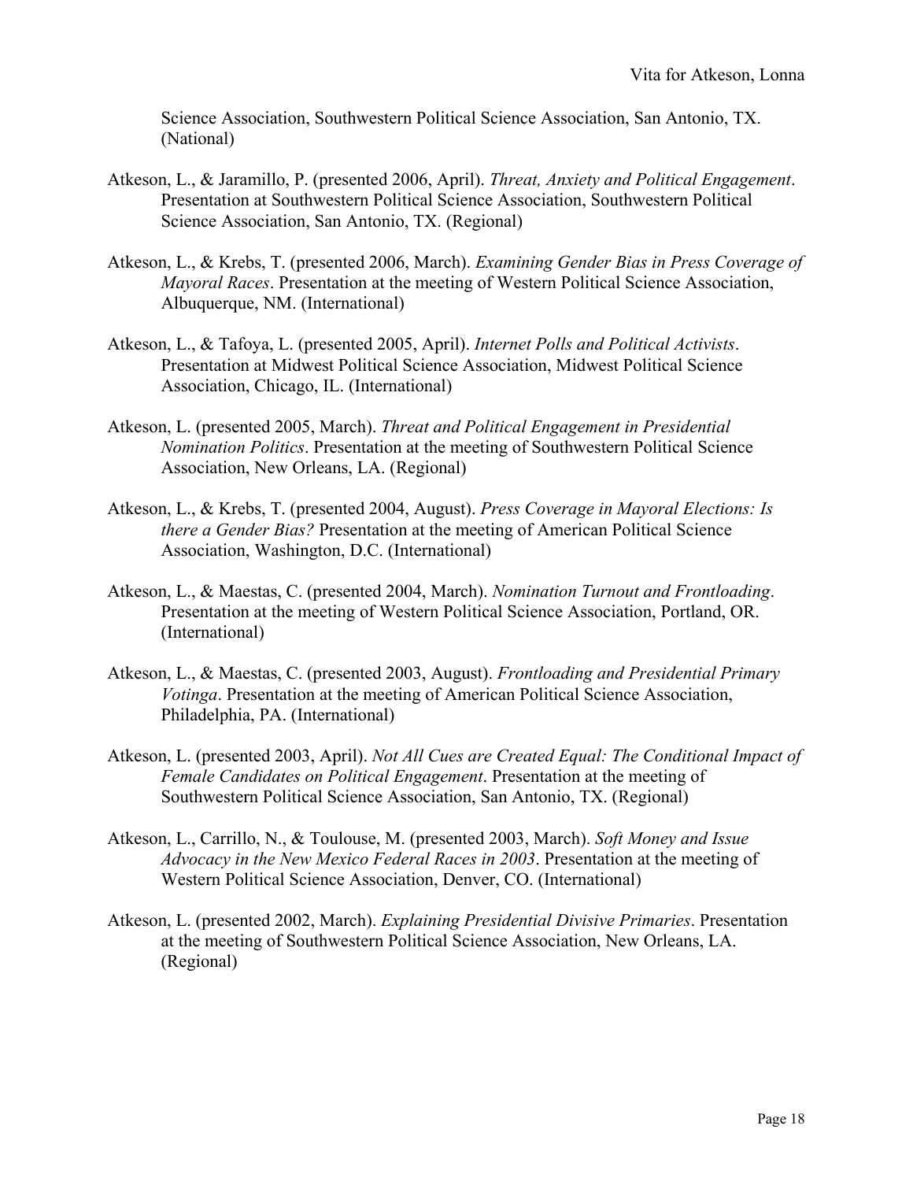Science Association, Southwestern Political Science Association, San Antonio, TX. (National)

Atkeson, L., & Jaramillo, P. (presented 2006, April). *Threat, Anxiety and Political Engagement*. Presentation at Southwestern Political Science Association, Southwestern Political Science Association, San Antonio, TX. (Regional)

Atkeson, L., & Krebs, T. (presented 2006, March). *Examining Gender Bias in Press Coverage of Mayoral Races*. Presentation at the meeting of Western Political Science Association, Albuquerque, NM. (International)

Atkeson, L., & Tafoya, L. (presented 2005, April). *Internet Polls and Political Activists*. Presentation at Midwest Political Science Association, Midwest Political Science Association, Chicago, IL. (International)

Atkeson, L. (presented 2005, March). *Threat and Political Engagement in Presidential Nomination Politics*. Presentation at the meeting of Southwestern Political Science Association, New Orleans, LA. (Regional)

Atkeson, L., & Krebs, T. (presented 2004, August). *Press Coverage in Mayoral Elections: Is there a Gender Bias?* Presentation at the meeting of American Political Science Association, Washington, D.C. (International)

Atkeson, L., & Maestas, C. (presented 2004, March). *Nomination Turnout and Frontloading*. Presentation at the meeting of Western Political Science Association, Portland, OR. (International)

Atkeson, L., & Maestas, C. (presented 2003, August). *Frontloading and Presidential Primary Votinga*. Presentation at the meeting of American Political Science Association, Philadelphia, PA. (International)

Atkeson, L. (presented 2003, April). *Not All Cues are Created Equal: The Conditional Impact of Female Candidates on Political Engagement*. Presentation at the meeting of Southwestern Political Science Association, San Antonio, TX. (Regional)

Atkeson, L., Carrillo, N., & Toulouse, M. (presented 2003, March). *Soft Money and Issue Advocacy in the New Mexico Federal Races in 2003*. Presentation at the meeting of Western Political Science Association, Denver, CO. (International)

Atkeson, L. (presented 2002, March). *Explaining Presidential Divisive Primaries*. Presentation at the meeting of Southwestern Political Science Association, New Orleans, LA. (Regional)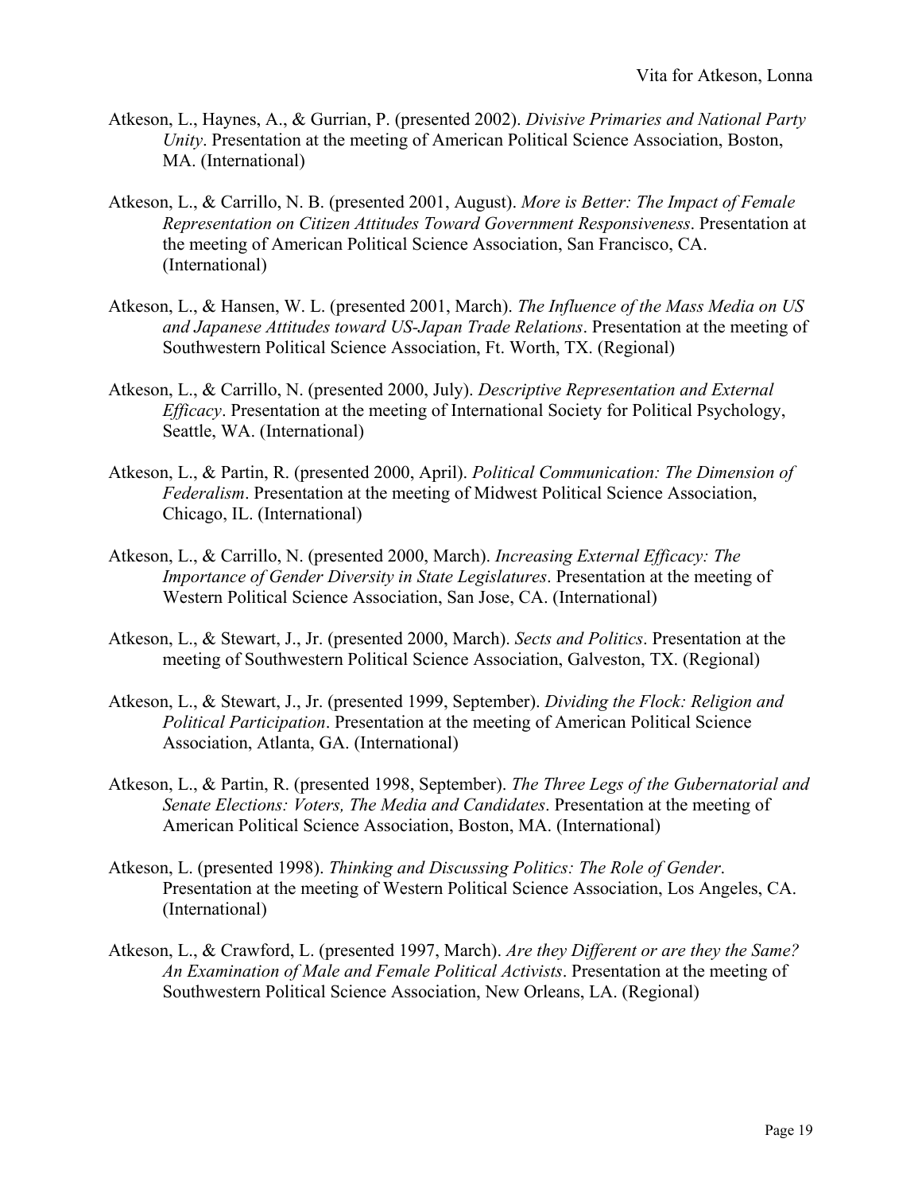Atkeson, L., Haynes, A., & Gurrian, P. (presented 2002). *Divisive Primaries and National Party Unity*. Presentation at the meeting of American Political Science Association, Boston, MA. (International)

Atkeson, L., & Carrillo, N. B. (presented 2001, August). *More is Better: The Impact of Female Representation on Citizen Attitudes Toward Government Responsiveness*. Presentation at the meeting of American Political Science Association, San Francisco, CA. (International)

Atkeson, L., & Hansen, W. L. (presented 2001, March). *The Influence of the Mass Media on US and Japanese Attitudes toward US-Japan Trade Relations*. Presentation at the meeting of Southwestern Political Science Association, Ft. Worth, TX. (Regional)

Atkeson, L., & Carrillo, N. (presented 2000, July). *Descriptive Representation and External Efficacy*. Presentation at the meeting of International Society for Political Psychology, Seattle, WA. (International)

Atkeson, L., & Partin, R. (presented 2000, April). *Political Communication: The Dimension of Federalism*. Presentation at the meeting of Midwest Political Science Association, Chicago, IL. (International)

Atkeson, L., & Carrillo, N. (presented 2000, March). *Increasing External Efficacy: The Importance of Gender Diversity in State Legislatures*. Presentation at the meeting of Western Political Science Association, San Jose, CA. (International)

Atkeson, L., & Stewart, J., Jr. (presented 2000, March). *Sects and Politics*. Presentation at the meeting of Southwestern Political Science Association, Galveston, TX. (Regional)

Atkeson, L., & Stewart, J., Jr. (presented 1999, September). *Dividing the Flock: Religion and Political Participation*. Presentation at the meeting of American Political Science Association, Atlanta, GA. (International)

Atkeson, L., & Partin, R. (presented 1998, September). *The Three Legs of the Gubernatorial and Senate Elections: Voters, The Media and Candidates*. Presentation at the meeting of American Political Science Association, Boston, MA. (International)

Atkeson, L. (presented 1998). *Thinking and Discussing Politics: The Role of Gender*. Presentation at the meeting of Western Political Science Association, Los Angeles, CA. (International)

Atkeson, L., & Crawford, L. (presented 1997, March). *Are they Different or are they the Same? An Examination of Male and Female Political Activists*. Presentation at the meeting of Southwestern Political Science Association, New Orleans, LA. (Regional)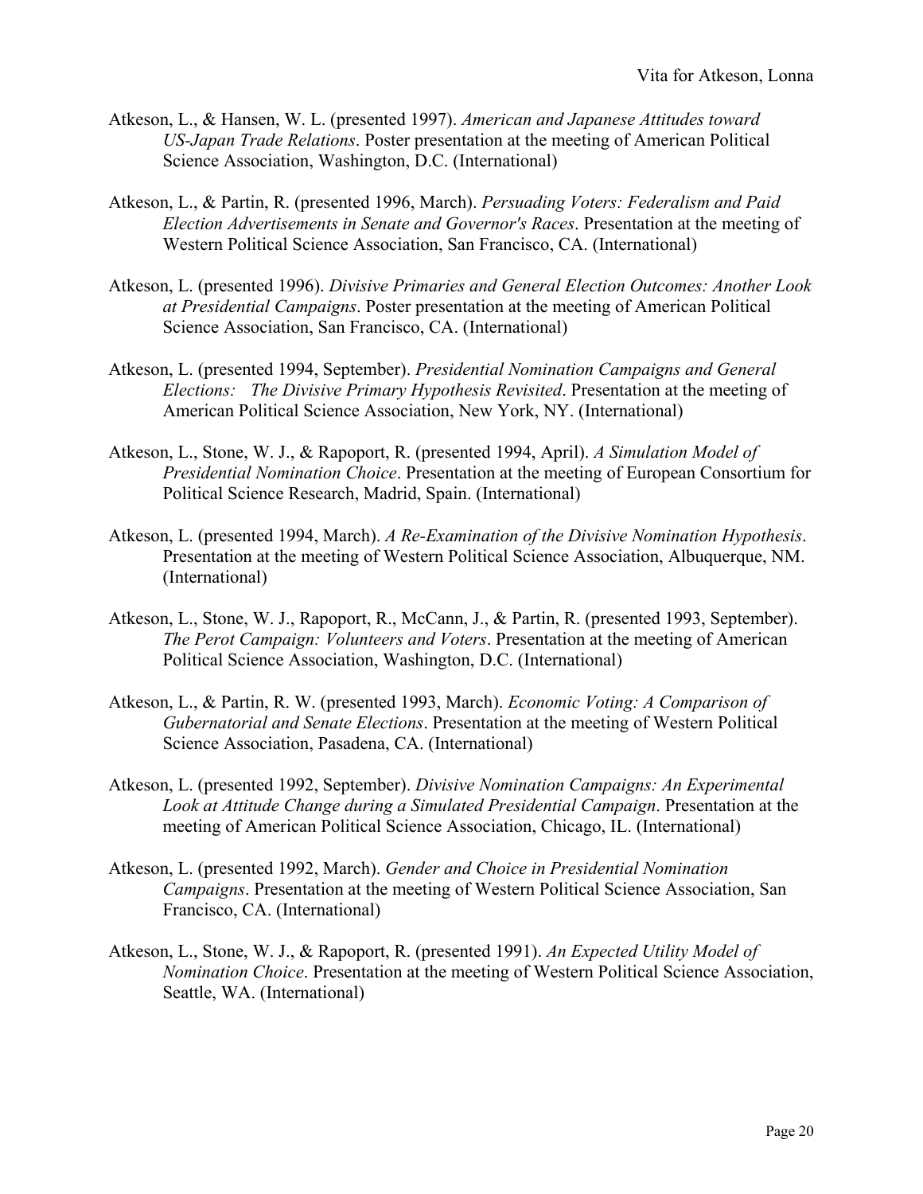Atkeson, L., & Hansen, W. L. (presented 1997). *American and Japanese Attitudes toward US-Japan Trade Relations*. Poster presentation at the meeting of American Political Science Association, Washington, D.C. (International)

Atkeson, L., & Partin, R. (presented 1996, March). *Persuading Voters: Federalism and Paid Election Advertisements in Senate and Governor's Races*. Presentation at the meeting of Western Political Science Association, San Francisco, CA. (International)

Atkeson, L. (presented 1996). *Divisive Primaries and General Election Outcomes: Another Look at Presidential Campaigns*. Poster presentation at the meeting of American Political Science Association, San Francisco, CA. (International)

Atkeson, L. (presented 1994, September). *Presidential Nomination Campaigns and General Elections: The Divisive Primary Hypothesis Revisited*. Presentation at the meeting of American Political Science Association, New York, NY. (International)

Atkeson, L., Stone, W. J., & Rapoport, R. (presented 1994, April). *A Simulation Model of Presidential Nomination Choice*. Presentation at the meeting of European Consortium for Political Science Research, Madrid, Spain. (International)

Atkeson, L. (presented 1994, March). *A Re-Examination of the Divisive Nomination Hypothesis*. Presentation at the meeting of Western Political Science Association, Albuquerque, NM. (International)

Atkeson, L., Stone, W. J., Rapoport, R., McCann, J., & Partin, R. (presented 1993, September). *The Perot Campaign: Volunteers and Voters*. Presentation at the meeting of American Political Science Association, Washington, D.C. (International)

Atkeson, L., & Partin, R. W. (presented 1993, March). *Economic Voting: A Comparison of Gubernatorial and Senate Elections*. Presentation at the meeting of Western Political Science Association, Pasadena, CA. (International)

Atkeson, L. (presented 1992, September). *Divisive Nomination Campaigns: An Experimental Look at Attitude Change during a Simulated Presidential Campaign*. Presentation at the meeting of American Political Science Association, Chicago, IL. (International)

Atkeson, L. (presented 1992, March). *Gender and Choice in Presidential Nomination Campaigns*. Presentation at the meeting of Western Political Science Association, San Francisco, CA. (International)

Atkeson, L., Stone, W. J., & Rapoport, R. (presented 1991). *An Expected Utility Model of Nomination Choice*. Presentation at the meeting of Western Political Science Association, Seattle, WA. (International)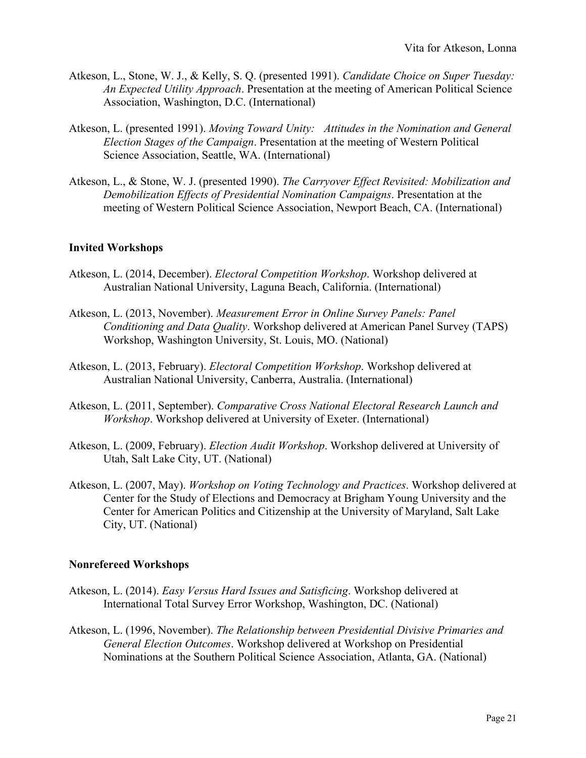Atkeson, L., Stone, W. J., & Kelly, S. Q. (presented 1991). *Candidate Choice on Super Tuesday: An Expected Utility Approach*. Presentation at the meeting of American Political Science Association, Washington, D.C. (International)

Atkeson, L. (presented 1991). *Moving Toward Unity: Attitudes in the Nomination and General Election Stages of the Campaign*. Presentation at the meeting of Western Political Science Association, Seattle, WA. (International)

Atkeson, L., & Stone, W. J. (presented 1990). *The Carryover Effect Revisited: Mobilization and Demobilization Effects of Presidential Nomination Campaigns*. Presentation at the meeting of Western Political Science Association, Newport Beach, CA. (International)

**Invited Workshops**

Atkeson, L. (2014, December). *Electoral Competition Workshop*. Workshop delivered at Australian National University, Laguna Beach, California. (International)

Atkeson, L. (2013, November). *Measurement Error in Online Survey Panels: Panel Conditioning and Data Quality*. Workshop delivered at American Panel Survey (TAPS) Workshop, Washington University, St. Louis, MO. (National)

Atkeson, L. (2013, February). *Electoral Competition Workshop*. Workshop delivered at Australian National University, Canberra, Australia. (International)

Atkeson, L. (2011, September). *Comparative Cross National Electoral Research Launch and Workshop*. Workshop delivered at University of Exeter. (International)

Atkeson, L. (2009, February). *Election Audit Workshop*. Workshop delivered at University of Utah, Salt Lake City, UT. (National)

Atkeson, L. (2007, May). *Workshop on Voting Technology and Practices*. Workshop delivered at Center for the Study of Elections and Democracy at Brigham Young University and the Center for American Politics and Citizenship at the University of Maryland, Salt Lake City, UT. (National)

**Nonrefereed Workshops**

Atkeson, L. (2014). *Easy Versus Hard Issues and Satisficing*. Workshop delivered at International Total Survey Error Workshop, Washington, DC. (National)

Atkeson, L. (1996, November). *The Relationship between Presidential Divisive Primaries and General Election Outcomes*. Workshop delivered at Workshop on Presidential Nominations at the Southern Political Science Association, Atlanta, GA. (National)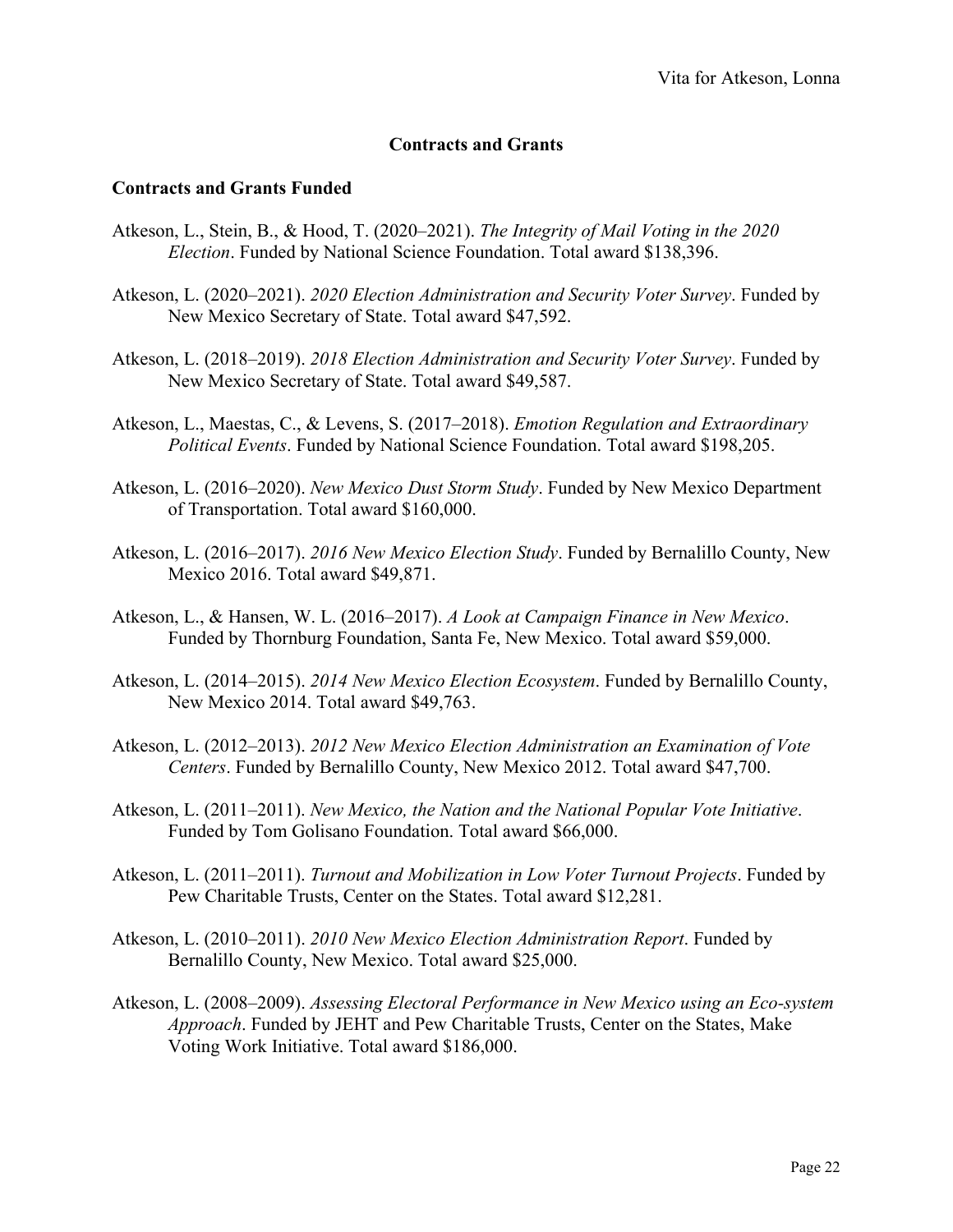## Contracts and Grants

### Contracts and Grants Funded

Atkeson, L., Stein, B., & Hood, T. (2020–2021). *The Integrity of Mail Voting in the 2020 Election*. Funded by National Science Foundation. Total award $138,396.

Atkeson, L. (2020–2021). *2020 Election Administration and Security Voter Survey*. Funded by New Mexico Secretary of State. Total award $47,592.

Atkeson, L. (2018–2019). *2018 Election Administration and Security Voter Survey*. Funded by New Mexico Secretary of State. Total award $49,587.

Atkeson, L., Maestas, C., & Levens, S. (2017–2018). *Emotion Regulation and Extraordinary Political Events*. Funded by National Science Foundation. Total award $198,205.

Atkeson, L. (2016–2020). *New Mexico Dust Storm Study*. Funded by New Mexico Department of Transportation. Total award $160,000.

Atkeson, L. (2016–2017). *2016 New Mexico Election Study*. Funded by Bernalillo County, New Mexico 2016. Total award $49,871.

Atkeson, L., & Hansen, W. L. (2016–2017). *A Look at Campaign Finance in New Mexico*. Funded by Thornburg Foundation, Santa Fe, New Mexico. Total award $59,000.

Atkeson, L. (2014–2015). *2014 New Mexico Election Ecosystem*. Funded by Bernalillo County, New Mexico 2014. Total award $49,763.

Atkeson, L. (2012–2013). *2012 New Mexico Election Administration an Examination of Vote Centers*. Funded by Bernalillo County, New Mexico 2012. Total award $47,700.

Atkeson, L. (2011–2011). *New Mexico, the Nation and the National Popular Vote Initiative*. Funded by Tom Golisano Foundation. Total award $66,000.

Atkeson, L. (2011–2011). *Turnout and Mobilization in Low Voter Turnout Projects*. Funded by Pew Charitable Trusts, Center on the States. Total award $12,281.

Atkeson, L. (2010–2011). *2010 New Mexico Election Administration Report*. Funded by Bernalillo County, New Mexico. Total award $25,000.

Atkeson, L. (2008–2009). *Assessing Electoral Performance in New Mexico using an Eco-system Approach*. Funded by JEHT and Pew Charitable Trusts, Center on the States, Make Voting Work Initiative. Total award $186,000.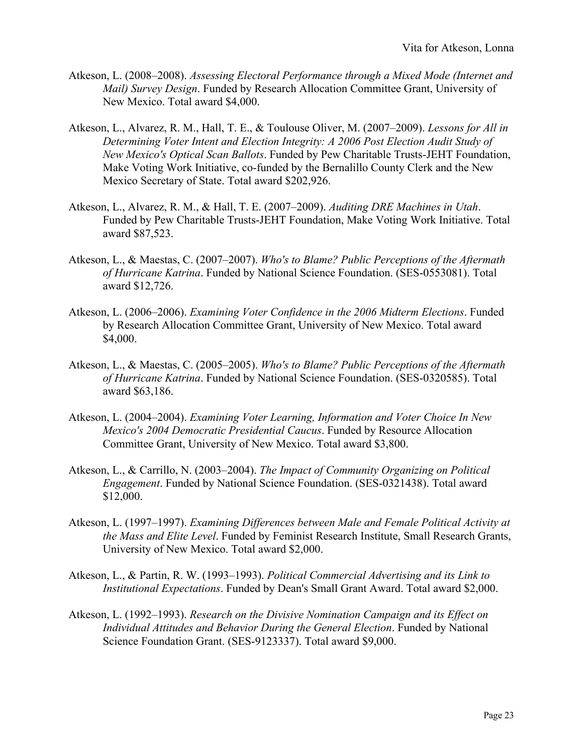Atkeson, L. (2008–2008). *Assessing Electoral Performance through a Mixed Mode (Internet and Mail) Survey Design*. Funded by Research Allocation Committee Grant, University of New Mexico. Total award $4,000.

Atkeson, L., Alvarez, R. M., Hall, T. E., & Toulouse Oliver, M. (2007–2009). *Lessons for All in Determining Voter Intent and Election Integrity: A 2006 Post Election Audit Study of New Mexico's Optical Scan Ballots*. Funded by Pew Charitable Trusts-JEHT Foundation, Make Voting Work Initiative, co-funded by the Bernalillo County Clerk and the New Mexico Secretary of State. Total award $202,926.

Atkeson, L., Alvarez, R. M., & Hall, T. E. (2007–2009). *Auditing DRE Machines in Utah*. Funded by Pew Charitable Trusts-JEHT Foundation, Make Voting Work Initiative. Total award $87,523.

Atkeson, L., & Maestas, C. (2007–2007). *Who's to Blame? Public Perceptions of the Aftermath of Hurricane Katrina*. Funded by National Science Foundation. (SES-0553081). Total award $12,726.

Atkeson, L. (2006–2006). *Examining Voter Confidence in the 2006 Midterm Elections*. Funded by Research Allocation Committee Grant, University of New Mexico. Total award $4,000.

Atkeson, L., & Maestas, C. (2005–2005). *Who's to Blame? Public Perceptions of the Aftermath of Hurricane Katrina*. Funded by National Science Foundation. (SES-0320585). Total award $63,186.

Atkeson, L. (2004–2004). *Examining Voter Learning, Information and Voter Choice In New Mexico's 2004 Democratic Presidential Caucus*. Funded by Resource Allocation Committee Grant, University of New Mexico. Total award $3,800.

Atkeson, L., & Carrillo, N. (2003–2004). *The Impact of Community Organizing on Political Engagement*. Funded by National Science Foundation. (SES-0321438). Total award $12,000.

Atkeson, L. (1997–1997). *Examining Differences between Male and Female Political Activity at the Mass and Elite Level*. Funded by Feminist Research Institute, Small Research Grants, University of New Mexico. Total award $2,000.

Atkeson, L., & Partin, R. W. (1993–1993). *Political Commercial Advertising and its Link to Institutional Expectations*. Funded by Dean's Small Grant Award. Total award $2,000.

Atkeson, L. (1992–1993). *Research on the Divisive Nomination Campaign and its Effect on Individual Attitudes and Behavior During the General Election*. Funded by National Science Foundation Grant. (SES-9123337). Total award $9,000.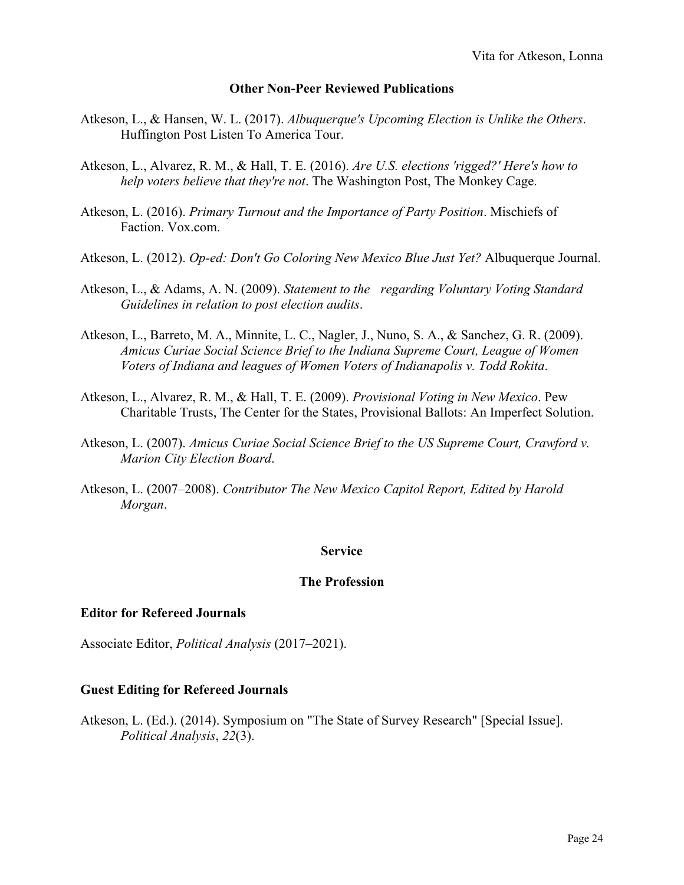## Other Non-Peer Reviewed Publications

Atkeson, L., & Hansen, W. L. (2017). *Albuquerque's Upcoming Election is Unlike the Others*. Huffington Post Listen To America Tour.

Atkeson, L., Alvarez, R. M., & Hall, T. E. (2016). *Are U.S. elections 'rigged?' Here's how to help voters believe that they're not*. The Washington Post, The Monkey Cage.

Atkeson, L. (2016). *Primary Turnout and the Importance of Party Position*. Mischiefs of Faction. Vox.com.

Atkeson, L. (2012). *Op-ed: Don't Go Coloring New Mexico Blue Just Yet?* Albuquerque Journal.

Atkeson, L., & Adams, A. N. (2009). *Statement to the  regarding Voluntary Voting Standard Guidelines in relation to post election audits*.

Atkeson, L., Barreto, M. A., Minnite, L. C., Nagler, J., Nuno, S. A., & Sanchez, G. R. (2009). *Amicus Curiae Social Science Brief to the Indiana Supreme Court, League of Women Voters of Indiana and leagues of Women Voters of Indianapolis v. Todd Rokita*.

Atkeson, L., Alvarez, R. M., & Hall, T. E. (2009). *Provisional Voting in New Mexico*. Pew Charitable Trusts, The Center for the States, Provisional Ballots: An Imperfect Solution.

Atkeson, L. (2007). *Amicus Curiae Social Science Brief to the US Supreme Court, Crawford v. Marion City Election Board*.

Atkeson, L. (2007–2008). *Contributor The New Mexico Capitol Report, Edited by Harold Morgan*.

## Service

## The Profession

### Editor for Refereed Journals

Associate Editor, *Political Analysis* (2017–2021).

### Guest Editing for Refereed Journals

Atkeson, L. (Ed.). (2014). Symposium on "The State of Survey Research" [Special Issue]. *Political Analysis*, *22*(3).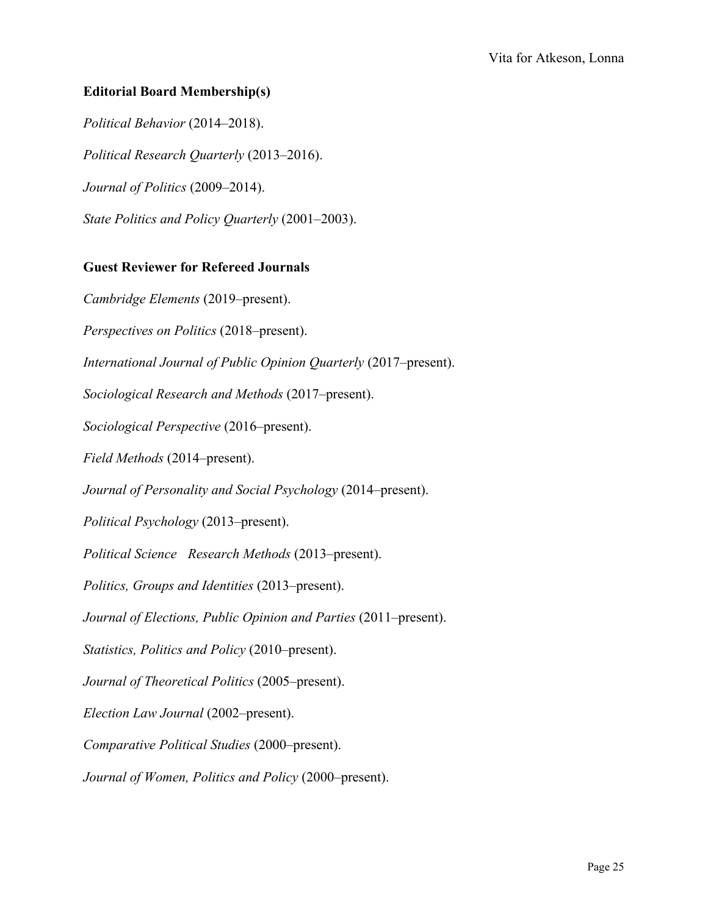### Editorial Board Membership(s)

*Political Behavior* (2014–2018).

*Political Research Quarterly* (2013–2016).

*Journal of Politics* (2009–2014).

*State Politics and Policy Quarterly* (2001–2003).

### Guest Reviewer for Refereed Journals

*Cambridge Elements* (2019–present).

*Perspectives on Politics* (2018–present).

*International Journal of Public Opinion Quarterly* (2017–present).

*Sociological Research and Methods* (2017–present).

*Sociological Perspective* (2016–present).

*Field Methods* (2014–present).

*Journal of Personality and Social Psychology* (2014–present).

*Political Psychology* (2013–present).

*Political Science Research Methods* (2013–present).

*Politics, Groups and Identities* (2013–present).

*Journal of Elections, Public Opinion and Parties* (2011–present).

*Statistics, Politics and Policy* (2010–present).

*Journal of Theoretical Politics* (2005–present).

*Election Law Journal* (2002–present).

*Comparative Political Studies* (2000–present).

*Journal of Women, Politics and Policy* (2000–present).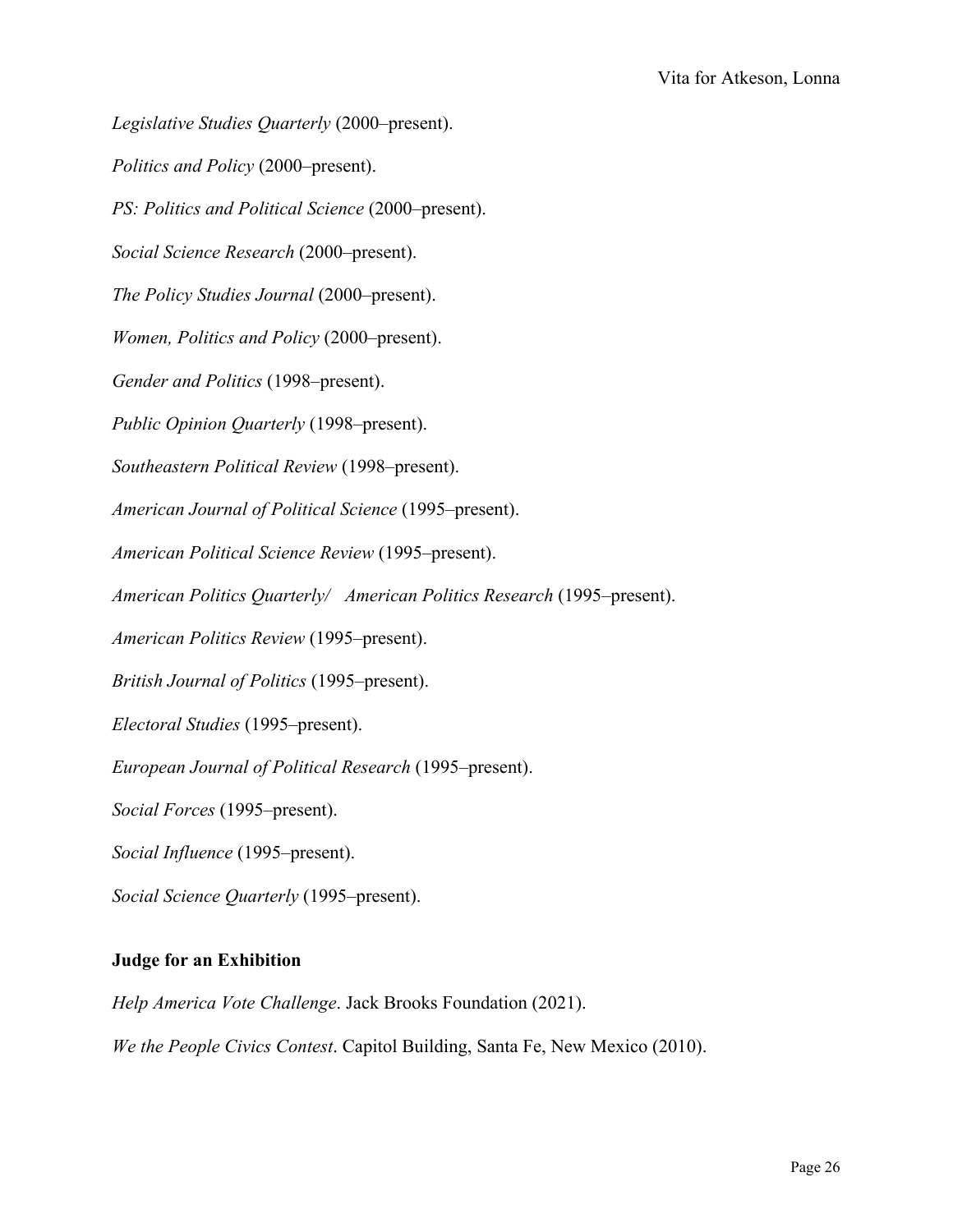*Legislative Studies Quarterly* (2000–present).

*Politics and Policy* (2000–present).

*PS: Politics and Political Science* (2000–present).

*Social Science Research* (2000–present).

*The Policy Studies Journal* (2000–present).

*Women, Politics and Policy* (2000–present).

*Gender and Politics* (1998–present).

*Public Opinion Quarterly* (1998–present).

*Southeastern Political Review* (1998–present).

*American Journal of Political Science* (1995–present).

*American Political Science Review* (1995–present).

*American Politics Quarterly/ American Politics Research* (1995–present).

*American Politics Review* (1995–present).

*British Journal of Politics* (1995–present).

*Electoral Studies* (1995–present).

*European Journal of Political Research* (1995–present).

*Social Forces* (1995–present).

*Social Influence* (1995–present).

*Social Science Quarterly* (1995–present).

**Judge for an Exhibition**

*Help America Vote Challenge*. Jack Brooks Foundation (2021).

*We the People Civics Contest*. Capitol Building, Santa Fe, New Mexico (2010).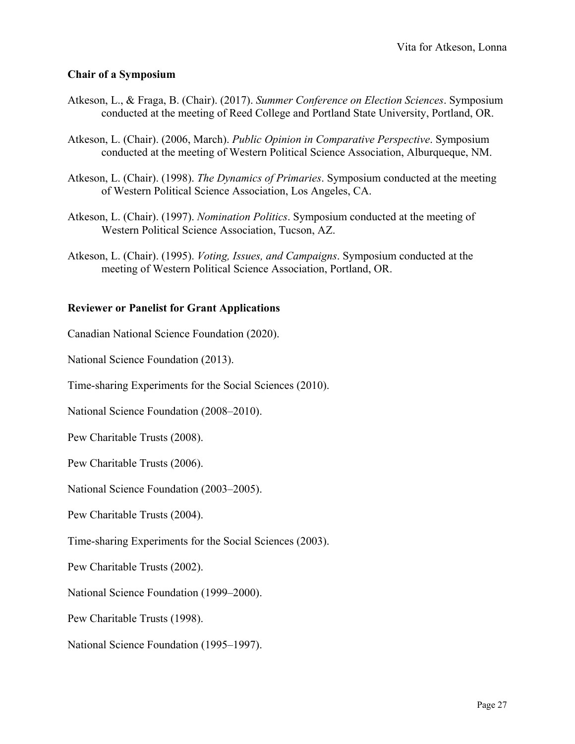### Chair of a Symposium

Atkeson, L., & Fraga, B. (Chair). (2017). *Summer Conference on Election Sciences*. Symposium conducted at the meeting of Reed College and Portland State University, Portland, OR.

Atkeson, L. (Chair). (2006, March). *Public Opinion in Comparative Perspective*. Symposium conducted at the meeting of Western Political Science Association, Alburqueque, NM.

Atkeson, L. (Chair). (1998). *The Dynamics of Primaries*. Symposium conducted at the meeting of Western Political Science Association, Los Angeles, CA.

Atkeson, L. (Chair). (1997). *Nomination Politics*. Symposium conducted at the meeting of Western Political Science Association, Tucson, AZ.

Atkeson, L. (Chair). (1995). *Voting, Issues, and Campaigns*. Symposium conducted at the meeting of Western Political Science Association, Portland, OR.

### Reviewer or Panelist for Grant Applications

Canadian National Science Foundation (2020).

National Science Foundation (2013).

Time-sharing Experiments for the Social Sciences (2010).

National Science Foundation (2008–2010).

Pew Charitable Trusts (2008).

Pew Charitable Trusts (2006).

National Science Foundation (2003–2005).

Pew Charitable Trusts (2004).

Time-sharing Experiments for the Social Sciences (2003).

Pew Charitable Trusts (2002).

National Science Foundation (1999–2000).

Pew Charitable Trusts (1998).

National Science Foundation (1995–1997).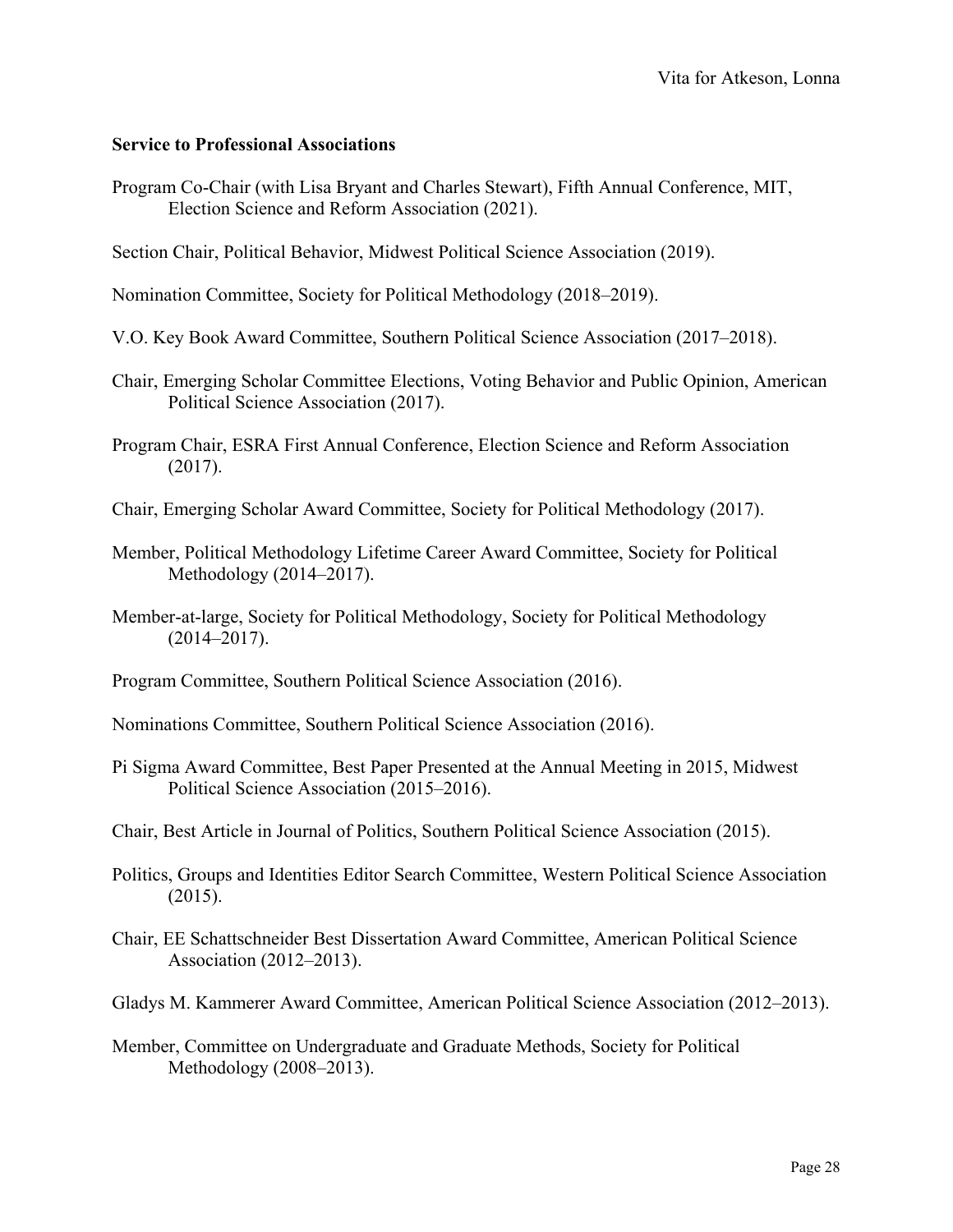**Service to Professional Associations**

Program Co-Chair (with Lisa Bryant and Charles Stewart), Fifth Annual Conference, MIT, Election Science and Reform Association (2021).

Section Chair, Political Behavior, Midwest Political Science Association (2019).

Nomination Committee, Society for Political Methodology (2018–2019).

V.O. Key Book Award Committee, Southern Political Science Association (2017–2018).

Chair, Emerging Scholar Committee Elections, Voting Behavior and Public Opinion, American Political Science Association (2017).

Program Chair, ESRA First Annual Conference, Election Science and Reform Association (2017).

Chair, Emerging Scholar Award Committee, Society for Political Methodology (2017).

Member, Political Methodology Lifetime Career Award Committee, Society for Political Methodology (2014–2017).

Member-at-large, Society for Political Methodology, Society for Political Methodology (2014–2017).

Program Committee, Southern Political Science Association (2016).

Nominations Committee, Southern Political Science Association (2016).

Pi Sigma Award Committee, Best Paper Presented at the Annual Meeting in 2015, Midwest Political Science Association (2015–2016).

Chair, Best Article in Journal of Politics, Southern Political Science Association (2015).

Politics, Groups and Identities Editor Search Committee, Western Political Science Association (2015).

Chair, EE Schattschneider Best Dissertation Award Committee, American Political Science Association (2012–2013).

Gladys M. Kammerer Award Committee, American Political Science Association (2012–2013).

Member, Committee on Undergraduate and Graduate Methods, Society for Political Methodology (2008–2013).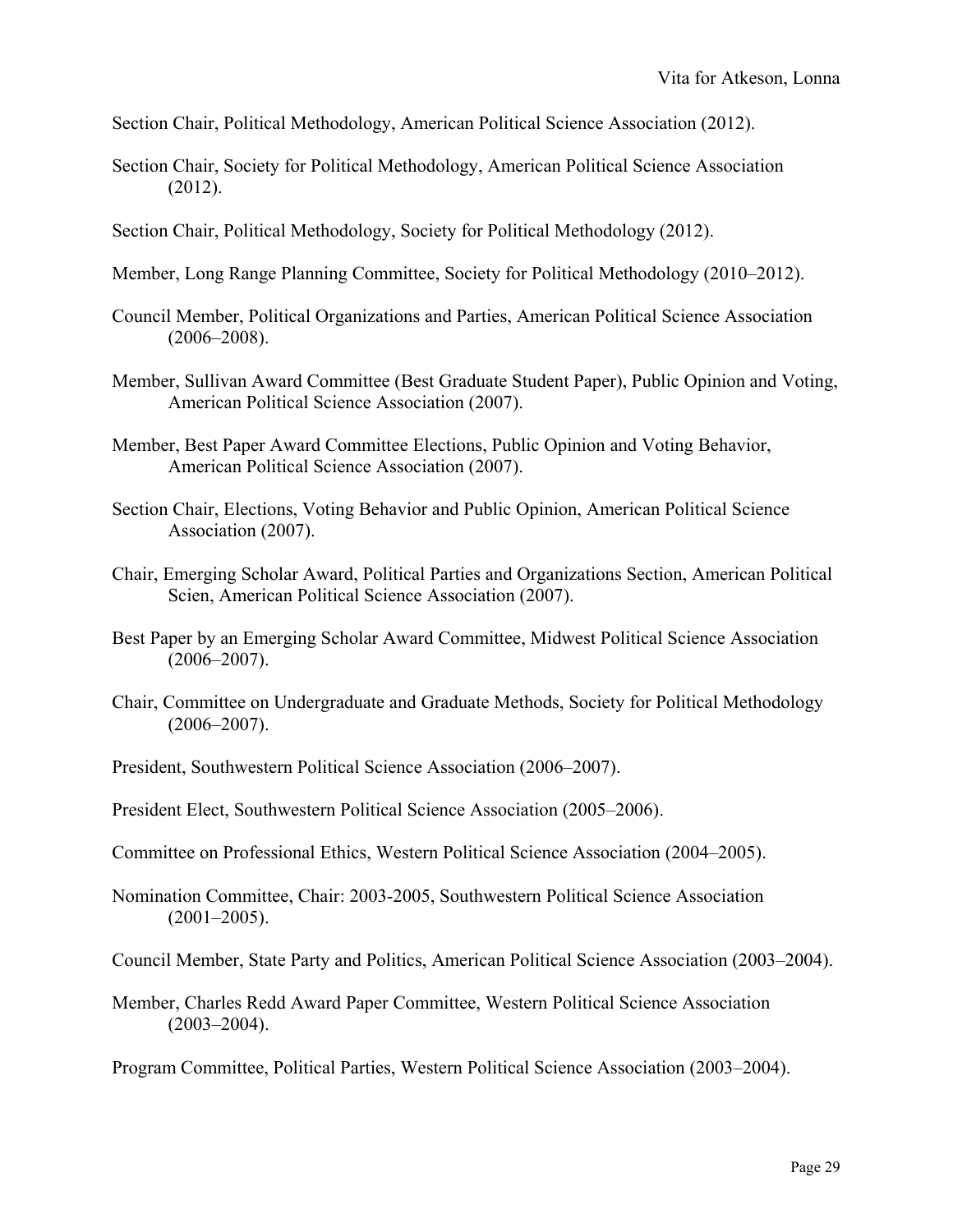Section Chair, Political Methodology, American Political Science Association (2012).

Section Chair, Society for Political Methodology, American Political Science Association (2012).

Section Chair, Political Methodology, Society for Political Methodology (2012).

Member, Long Range Planning Committee, Society for Political Methodology (2010–2012).

Council Member, Political Organizations and Parties, American Political Science Association (2006–2008).

Member, Sullivan Award Committee (Best Graduate Student Paper), Public Opinion and Voting, American Political Science Association (2007).

Member, Best Paper Award Committee Elections, Public Opinion and Voting Behavior, American Political Science Association (2007).

Section Chair, Elections, Voting Behavior and Public Opinion, American Political Science Association (2007).

Chair, Emerging Scholar Award, Political Parties and Organizations Section, American Political Scien, American Political Science Association (2007).

Best Paper by an Emerging Scholar Award Committee, Midwest Political Science Association (2006–2007).

Chair, Committee on Undergraduate and Graduate Methods, Society for Political Methodology (2006–2007).

President, Southwestern Political Science Association (2006–2007).

President Elect, Southwestern Political Science Association (2005–2006).

Committee on Professional Ethics, Western Political Science Association (2004–2005).

Nomination Committee, Chair: 2003-2005, Southwestern Political Science Association (2001–2005).

Council Member, State Party and Politics, American Political Science Association (2003–2004).

Member, Charles Redd Award Paper Committee, Western Political Science Association (2003–2004).

Program Committee, Political Parties, Western Political Science Association (2003–2004).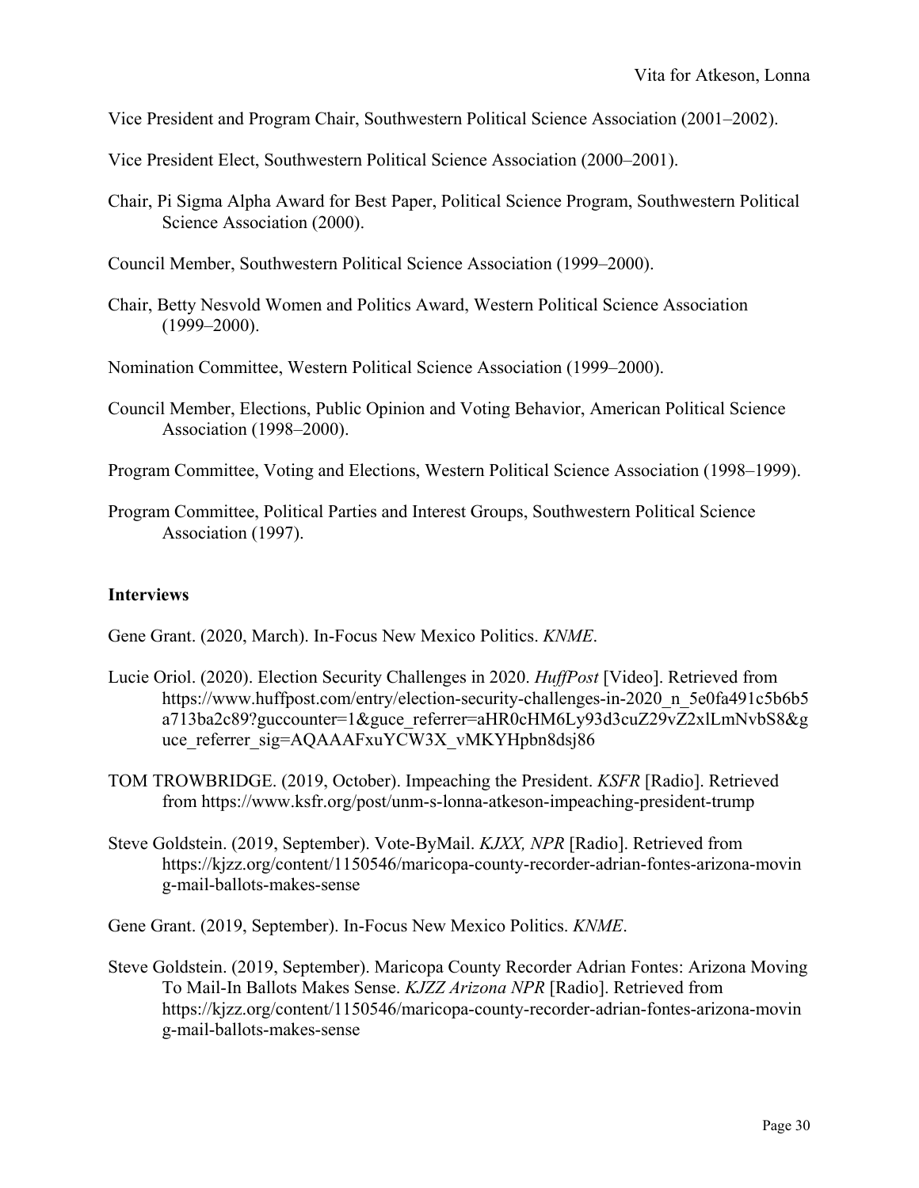Vice President and Program Chair, Southwestern Political Science Association (2001–2002).

Vice President Elect, Southwestern Political Science Association (2000–2001).

Chair, Pi Sigma Alpha Award for Best Paper, Political Science Program, Southwestern Political Science Association (2000).

Council Member, Southwestern Political Science Association (1999–2000).

Chair, Betty Nesvold Women and Politics Award, Western Political Science Association (1999–2000).

Nomination Committee, Western Political Science Association (1999–2000).

Council Member, Elections, Public Opinion and Voting Behavior, American Political Science Association (1998–2000).

Program Committee, Voting and Elections, Western Political Science Association (1998–1999).

Program Committee, Political Parties and Interest Groups, Southwestern Political Science Association (1997).

### Interviews

Gene Grant. (2020, March). In-Focus New Mexico Politics. *KNME*.

Lucie Oriol. (2020). Election Security Challenges in 2020. *HuffPost* [Video]. Retrieved from https://www.huffpost.com/entry/election-security-challenges-in-2020_n_5e0fa491c5b6b5a713ba2c89?guccounter=1&guce_referrer=aHR0cHM6Ly93d3cuZ29vZ2xlLmNvbS8&guce_referrer_sig=AQAAAFxuYCW3X_vMKYHpbn8dsj86

TOM TROWBRIDGE. (2019, October). Impeaching the President. *KSFR* [Radio]. Retrieved from https://www.ksfr.org/post/unm-s-lonna-atkeson-impeaching-president-trump

Steve Goldstein. (2019, September). Vote-ByMail. *KJXX, NPR* [Radio]. Retrieved from https://kjzz.org/content/1150546/maricopa-county-recorder-adrian-fontes-arizona-moving-mail-ballots-makes-sense

Gene Grant. (2019, September). In-Focus New Mexico Politics. *KNME*.

Steve Goldstein. (2019, September). Maricopa County Recorder Adrian Fontes: Arizona Moving To Mail-In Ballots Makes Sense. *KJZZ Arizona NPR* [Radio]. Retrieved from https://kjzz.org/content/1150546/maricopa-county-recorder-adrian-fontes-arizona-moving-mail-ballots-makes-sense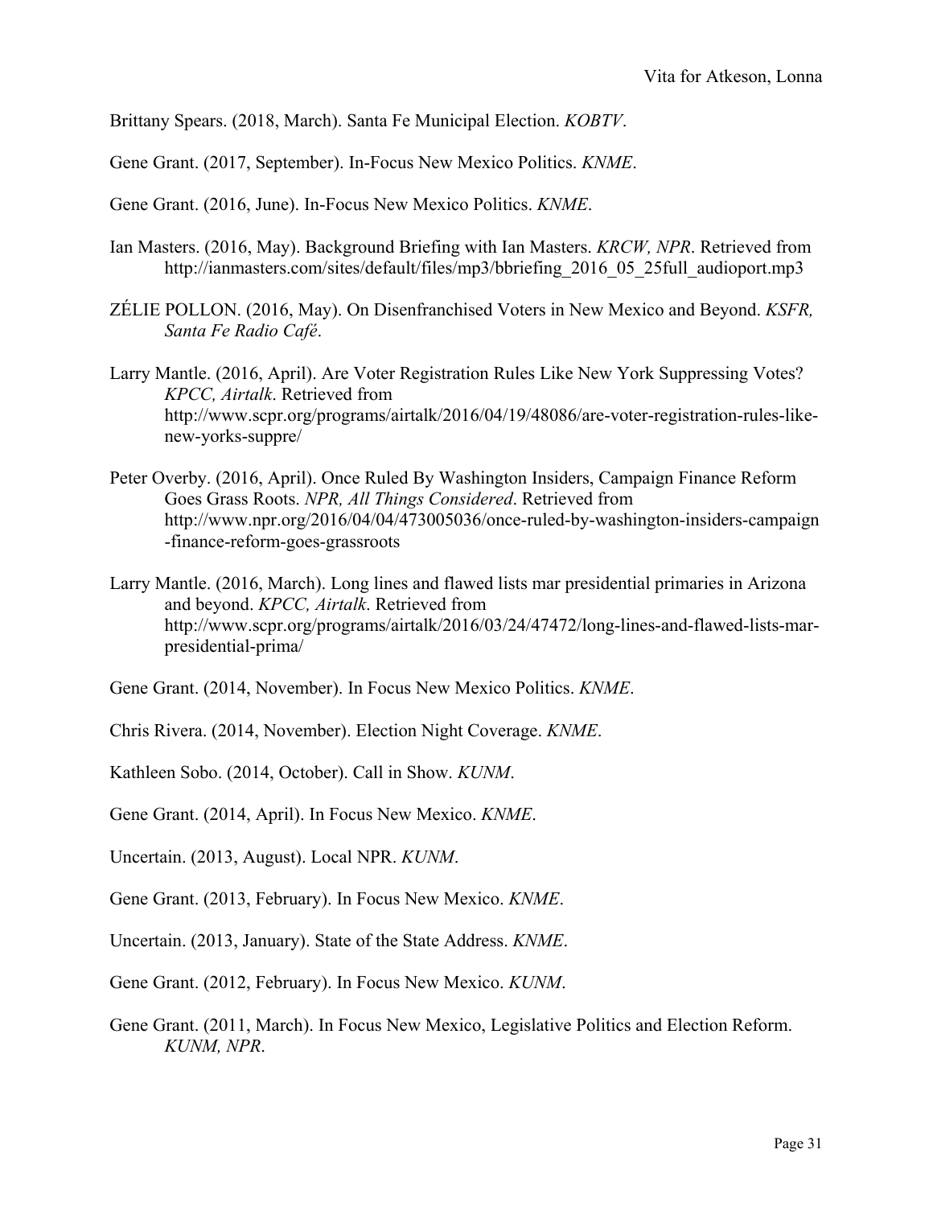Brittany Spears. (2018, March). Santa Fe Municipal Election. *KOBTV*.

Gene Grant. (2017, September). In-Focus New Mexico Politics. *KNME*.

Gene Grant. (2016, June). In-Focus New Mexico Politics. *KNME*.

Ian Masters. (2016, May). Background Briefing with Ian Masters. *KRCW, NPR*. Retrieved from http://ianmasters.com/sites/default/files/mp3/bbriefing_2016_05_25full_audioport.mp3

ZÉLIE POLLON. (2016, May). On Disenfranchised Voters in New Mexico and Beyond. *KSFR, Santa Fe Radio Café*.

Larry Mantle. (2016, April). Are Voter Registration Rules Like New York Suppressing Votes? *KPCC, Airtalk*. Retrieved from http://www.scpr.org/programs/airtalk/2016/04/19/48086/are-voter-registration-rules-like-new-yorks-suppre/

Peter Overby. (2016, April). Once Ruled By Washington Insiders, Campaign Finance Reform Goes Grass Roots. *NPR, All Things Considered*. Retrieved from http://www.npr.org/2016/04/04/473005036/once-ruled-by-washington-insiders-campaign-finance-reform-goes-grassroots

Larry Mantle. (2016, March). Long lines and flawed lists mar presidential primaries in Arizona and beyond. *KPCC, Airtalk*. Retrieved from http://www.scpr.org/programs/airtalk/2016/03/24/47472/long-lines-and-flawed-lists-mar-presidential-prima/

Gene Grant. (2014, November). In Focus New Mexico Politics. *KNME*.

Chris Rivera. (2014, November). Election Night Coverage. *KNME*.

Kathleen Sobo. (2014, October). Call in Show. *KUNM*.

Gene Grant. (2014, April). In Focus New Mexico. *KNME*.

Uncertain. (2013, August). Local NPR. *KUNM*.

Gene Grant. (2013, February). In Focus New Mexico. *KNME*.

Uncertain. (2013, January). State of the State Address. *KNME*.

Gene Grant. (2012, February). In Focus New Mexico. *KUNM*.

Gene Grant. (2011, March). In Focus New Mexico, Legislative Politics and Election Reform. *KUNM, NPR*.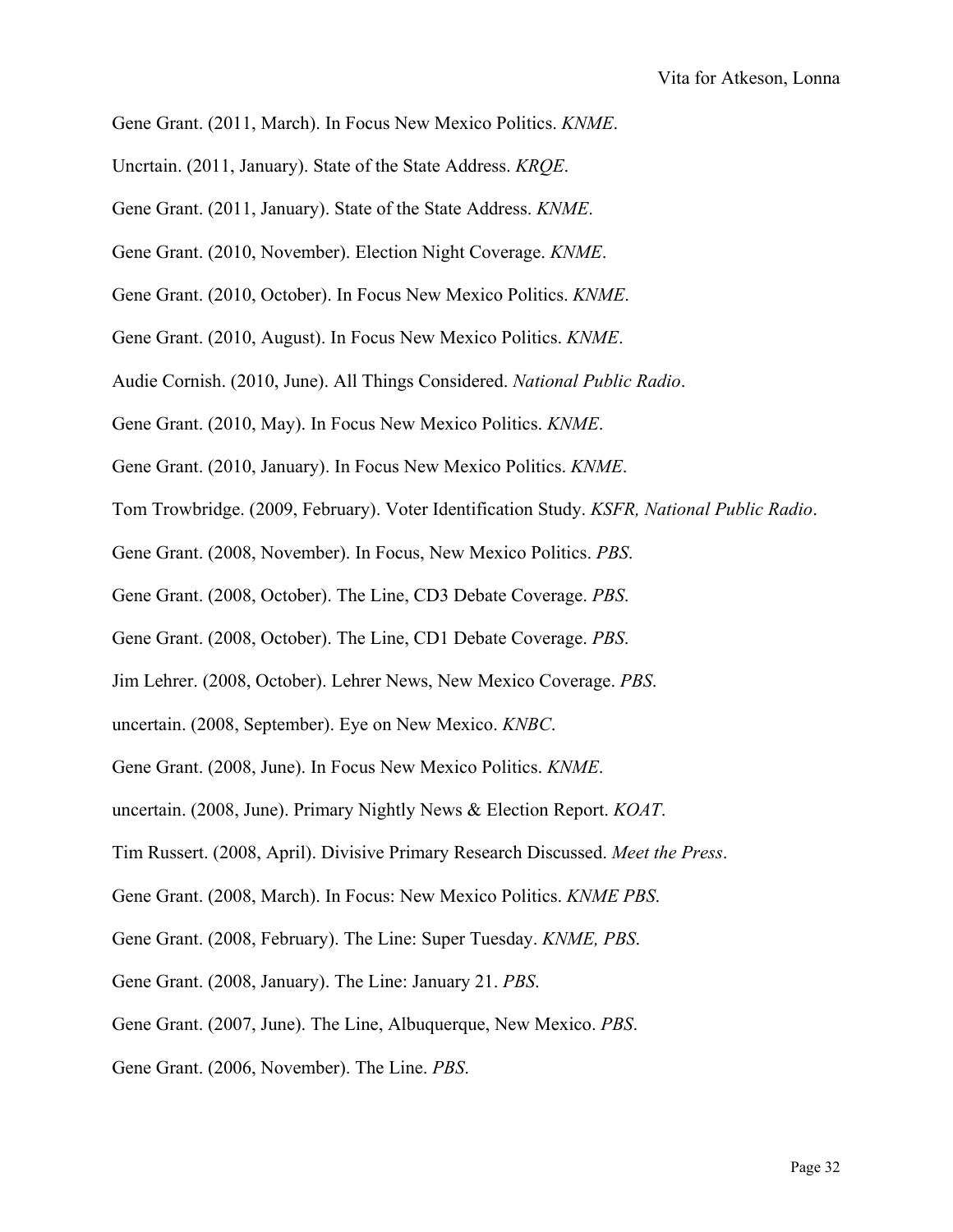Gene Grant. (2011, March). In Focus New Mexico Politics. *KNME*.

Uncrtain. (2011, January). State of the State Address. *KRQE*.

Gene Grant. (2011, January). State of the State Address. *KNME*.

Gene Grant. (2010, November). Election Night Coverage. *KNME*.

Gene Grant. (2010, October). In Focus New Mexico Politics. *KNME*.

Gene Grant. (2010, August). In Focus New Mexico Politics. *KNME*.

Audie Cornish. (2010, June). All Things Considered. *National Public Radio*.

Gene Grant. (2010, May). In Focus New Mexico Politics. *KNME*.

Gene Grant. (2010, January). In Focus New Mexico Politics. *KNME*.

Tom Trowbridge. (2009, February). Voter Identification Study. *KSFR, National Public Radio*.

Gene Grant. (2008, November). In Focus, New Mexico Politics. *PBS*.

Gene Grant. (2008, October). The Line, CD3 Debate Coverage. *PBS*.

Gene Grant. (2008, October). The Line, CD1 Debate Coverage. *PBS*.

Jim Lehrer. (2008, October). Lehrer News, New Mexico Coverage. *PBS*.

uncertain. (2008, September). Eye on New Mexico. *KNBC*.

Gene Grant. (2008, June). In Focus New Mexico Politics. *KNME*.

uncertain. (2008, June). Primary Nightly News & Election Report. *KOAT*.

Tim Russert. (2008, April). Divisive Primary Research Discussed. *Meet the Press*.

Gene Grant. (2008, March). In Focus: New Mexico Politics. *KNME PBS*.

Gene Grant. (2008, February). The Line: Super Tuesday. *KNME, PBS*.

Gene Grant. (2008, January). The Line: January 21. *PBS*.

Gene Grant. (2007, June). The Line, Albuquerque, New Mexico. *PBS*.

Gene Grant. (2006, November). The Line. *PBS*.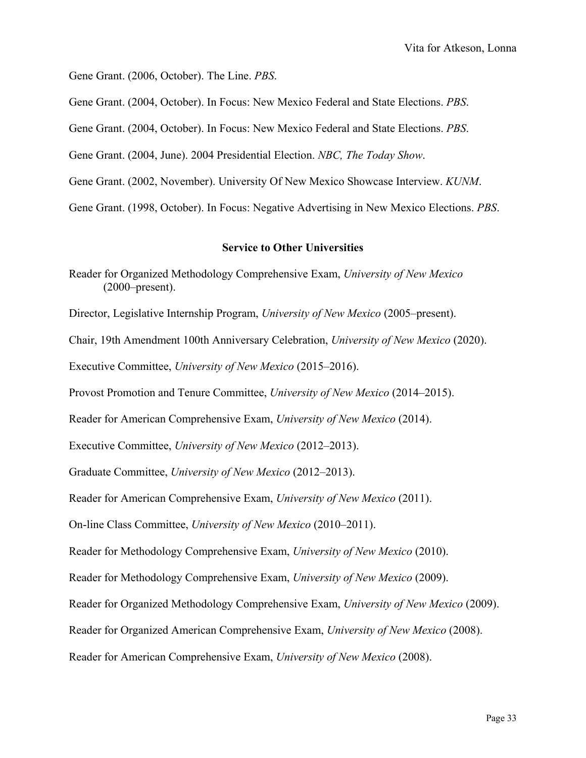Gene Grant. (2006, October). The Line. *PBS*.

Gene Grant. (2004, October). In Focus: New Mexico Federal and State Elections. *PBS*.

Gene Grant. (2004, October). In Focus: New Mexico Federal and State Elections. *PBS*.

Gene Grant. (2004, June). 2004 Presidential Election. *NBC, The Today Show*.

Gene Grant. (2002, November). University Of New Mexico Showcase Interview. *KUNM*.

Gene Grant. (1998, October). In Focus: Negative Advertising in New Mexico Elections. *PBS*.

## Service to Other Universities

Reader for Organized Methodology Comprehensive Exam, *University of New Mexico* (2000–present).

Director, Legislative Internship Program, *University of New Mexico* (2005–present).

Chair, 19th Amendment 100th Anniversary Celebration, *University of New Mexico* (2020).

Executive Committee, *University of New Mexico* (2015–2016).

Provost Promotion and Tenure Committee, *University of New Mexico* (2014–2015).

Reader for American Comprehensive Exam, *University of New Mexico* (2014).

Executive Committee, *University of New Mexico* (2012–2013).

Graduate Committee, *University of New Mexico* (2012–2013).

Reader for American Comprehensive Exam, *University of New Mexico* (2011).

On-line Class Committee, *University of New Mexico* (2010–2011).

Reader for Methodology Comprehensive Exam, *University of New Mexico* (2010).

Reader for Methodology Comprehensive Exam, *University of New Mexico* (2009).

Reader for Organized Methodology Comprehensive Exam, *University of New Mexico* (2009).

Reader for Organized American Comprehensive Exam, *University of New Mexico* (2008).

Reader for American Comprehensive Exam, *University of New Mexico* (2008).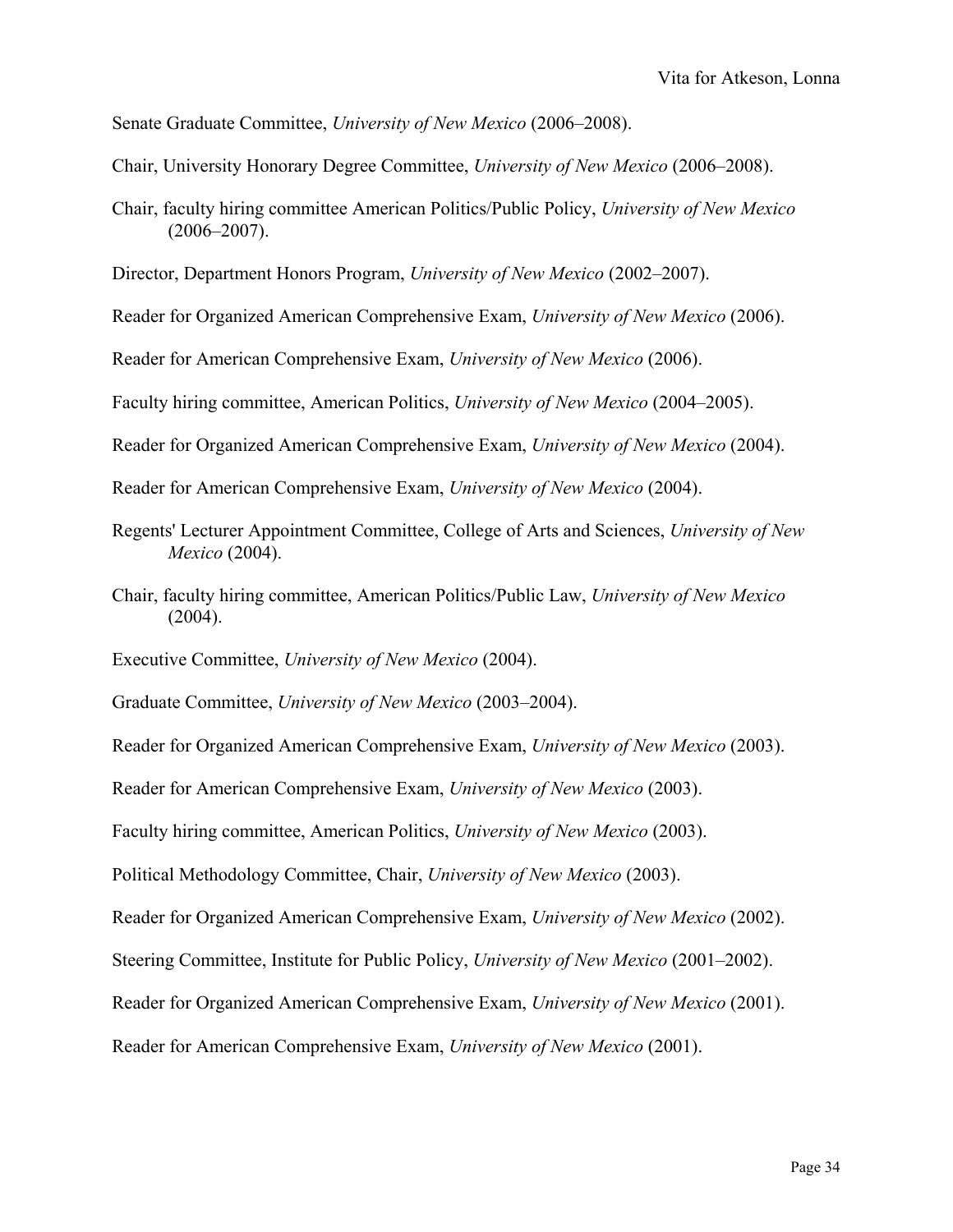Senate Graduate Committee, *University of New Mexico* (2006–2008).

Chair, University Honorary Degree Committee, *University of New Mexico* (2006–2008).

Chair, faculty hiring committee American Politics/Public Policy, *University of New Mexico* (2006–2007).

Director, Department Honors Program, *University of New Mexico* (2002–2007).

Reader for Organized American Comprehensive Exam, *University of New Mexico* (2006).

Reader for American Comprehensive Exam, *University of New Mexico* (2006).

Faculty hiring committee, American Politics, *University of New Mexico* (2004–2005).

Reader for Organized American Comprehensive Exam, *University of New Mexico* (2004).

Reader for American Comprehensive Exam, *University of New Mexico* (2004).

Regents' Lecturer Appointment Committee, College of Arts and Sciences, *University of New Mexico* (2004).

Chair, faculty hiring committee, American Politics/Public Law, *University of New Mexico* (2004).

Executive Committee, *University of New Mexico* (2004).

Graduate Committee, *University of New Mexico* (2003–2004).

Reader for Organized American Comprehensive Exam, *University of New Mexico* (2003).

Reader for American Comprehensive Exam, *University of New Mexico* (2003).

Faculty hiring committee, American Politics, *University of New Mexico* (2003).

Political Methodology Committee, Chair, *University of New Mexico* (2003).

Reader for Organized American Comprehensive Exam, *University of New Mexico* (2002).

Steering Committee, Institute for Public Policy, *University of New Mexico* (2001–2002).

Reader for Organized American Comprehensive Exam, *University of New Mexico* (2001).

Reader for American Comprehensive Exam, *University of New Mexico* (2001).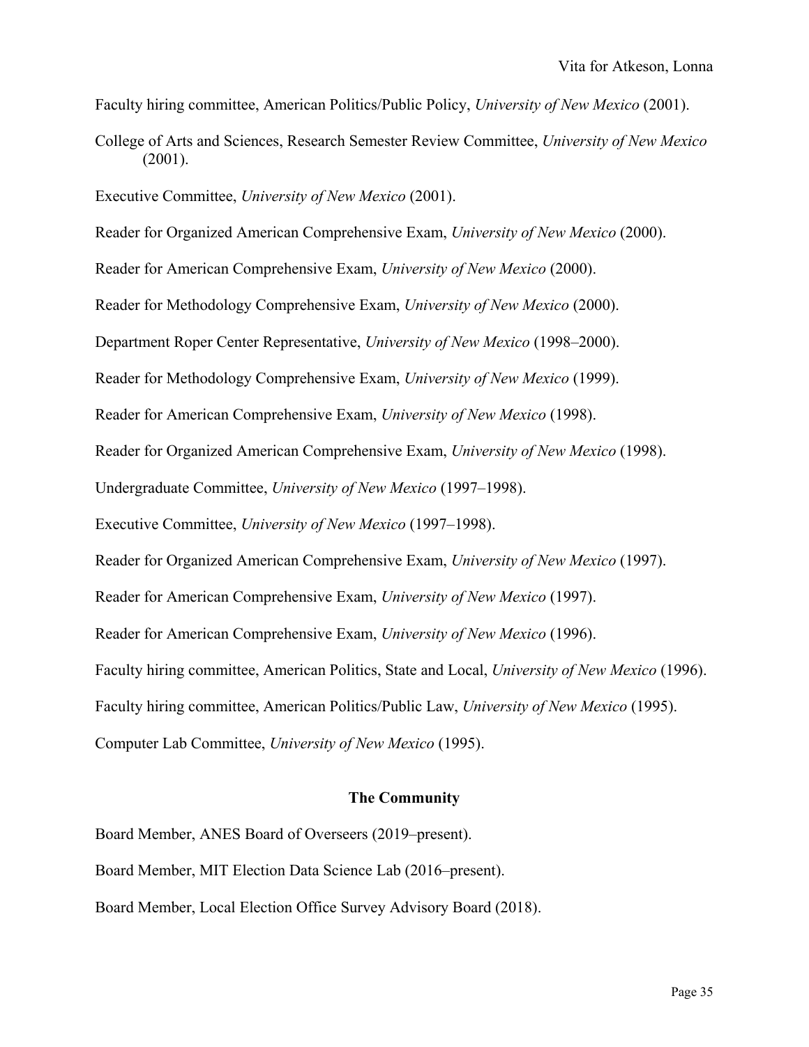Faculty hiring committee, American Politics/Public Policy, *University of New Mexico* (2001).

College of Arts and Sciences, Research Semester Review Committee, *University of New Mexico* (2001).

Executive Committee, *University of New Mexico* (2001).

Reader for Organized American Comprehensive Exam, *University of New Mexico* (2000).

Reader for American Comprehensive Exam, *University of New Mexico* (2000).

Reader for Methodology Comprehensive Exam, *University of New Mexico* (2000).

Department Roper Center Representative, *University of New Mexico* (1998–2000).

Reader for Methodology Comprehensive Exam, *University of New Mexico* (1999).

Reader for American Comprehensive Exam, *University of New Mexico* (1998).

Reader for Organized American Comprehensive Exam, *University of New Mexico* (1998).

Undergraduate Committee, *University of New Mexico* (1997–1998).

Executive Committee, *University of New Mexico* (1997–1998).

Reader for Organized American Comprehensive Exam, *University of New Mexico* (1997).

Reader for American Comprehensive Exam, *University of New Mexico* (1997).

Reader for American Comprehensive Exam, *University of New Mexico* (1996).

Faculty hiring committee, American Politics, State and Local, *University of New Mexico* (1996).

Faculty hiring committee, American Politics/Public Law, *University of New Mexico* (1995).

Computer Lab Committee, *University of New Mexico* (1995).

**The Community**

Board Member, ANES Board of Overseers (2019–present).

Board Member, MIT Election Data Science Lab (2016–present).

Board Member, Local Election Office Survey Advisory Board (2018).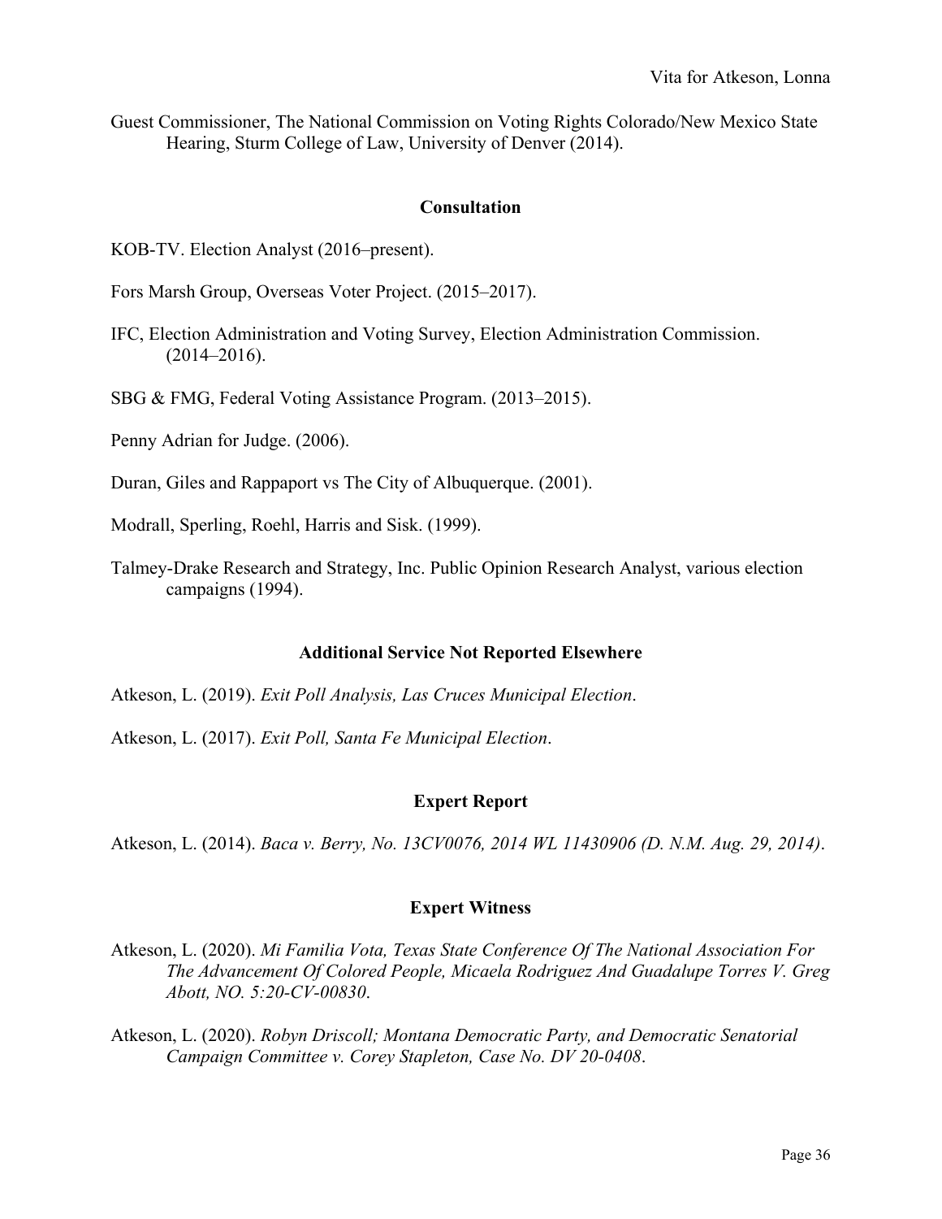Guest Commissioner, The National Commission on Voting Rights Colorado/New Mexico State Hearing, Sturm College of Law, University of Denver (2014).

## Consultation

KOB-TV. Election Analyst (2016–present).

Fors Marsh Group, Overseas Voter Project. (2015–2017).

IFC, Election Administration and Voting Survey, Election Administration Commission. (2014–2016).

SBG & FMG, Federal Voting Assistance Program. (2013–2015).

Penny Adrian for Judge. (2006).

Duran, Giles and Rappaport vs The City of Albuquerque. (2001).

Modrall, Sperling, Roehl, Harris and Sisk. (1999).

Talmey-Drake Research and Strategy, Inc. Public Opinion Research Analyst, various election campaigns (1994).

## Additional Service Not Reported Elsewhere

Atkeson, L. (2019). *Exit Poll Analysis, Las Cruces Municipal Election*.

Atkeson, L. (2017). *Exit Poll, Santa Fe Municipal Election*.

## Expert Report

Atkeson, L. (2014). *Baca v. Berry, No. 13CV0076, 2014 WL 11430906 (D. N.M. Aug. 29, 2014)*.

## Expert Witness

Atkeson, L. (2020). *Mi Familia Vota, Texas State Conference Of The National Association For The Advancement Of Colored People, Micaela Rodriguez And Guadalupe Torres V. Greg Abott, NO. 5:20-CV-00830*.

Atkeson, L. (2020). *Robyn Driscoll; Montana Democratic Party, and Democratic Senatorial Campaign Committee v. Corey Stapleton, Case No. DV 20-0408*.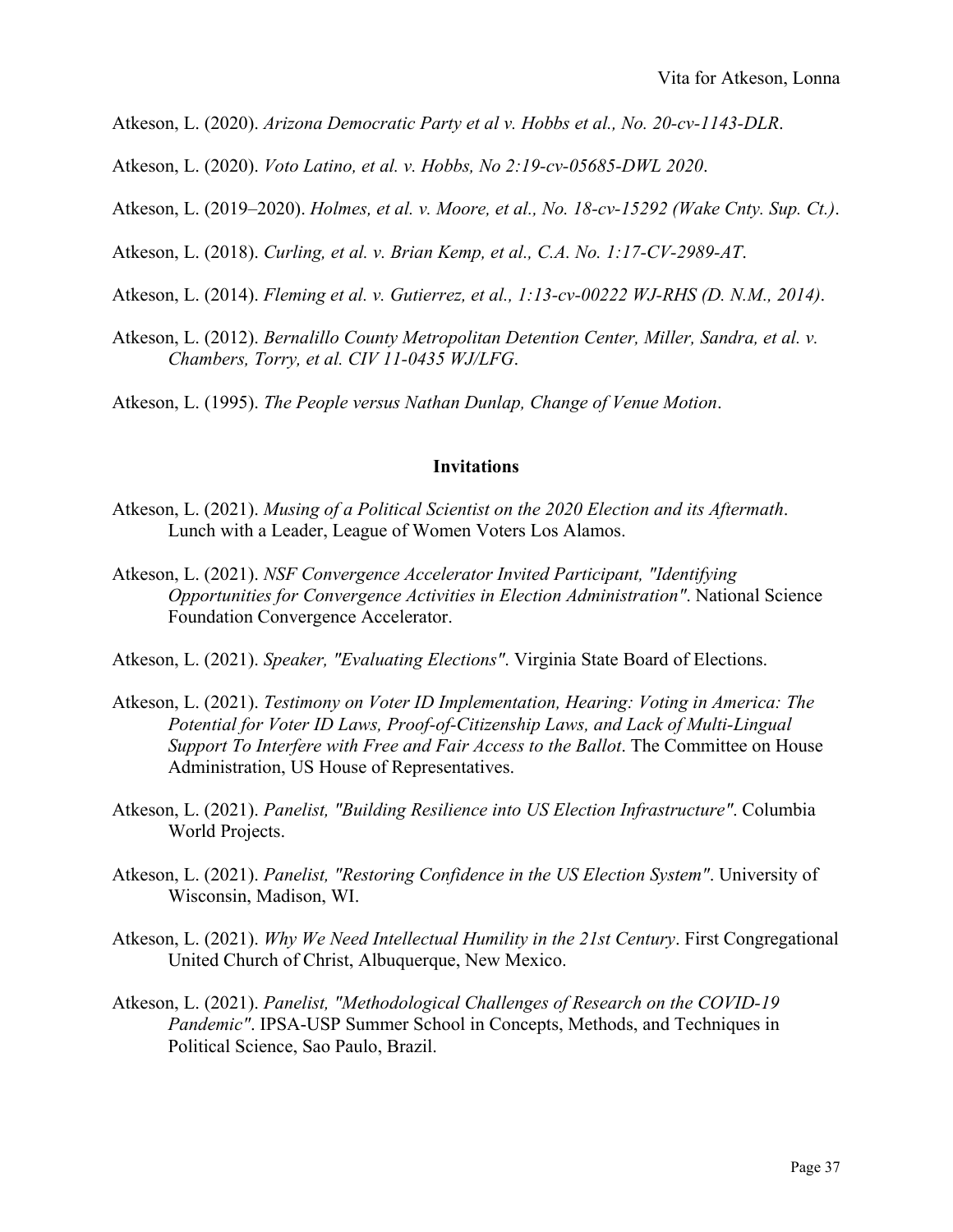Atkeson, L. (2020). *Arizona Democratic Party et al v. Hobbs et al., No. 20-cv-1143-DLR*.

Atkeson, L. (2020). *Voto Latino, et al. v. Hobbs, No 2:19-cv-05685-DWL 2020*.

Atkeson, L. (2019–2020). *Holmes, et al. v. Moore, et al., No. 18-cv-15292 (Wake Cnty. Sup. Ct.)*.

Atkeson, L. (2018). *Curling, et al. v. Brian Kemp, et al., C.A. No. 1:17-CV-2989-AT*.

Atkeson, L. (2014). *Fleming et al. v. Gutierrez, et al., 1:13-cv-00222 WJ-RHS (D. N.M., 2014)*.

Atkeson, L. (2012). *Bernalillo County Metropolitan Detention Center, Miller, Sandra, et al. v. Chambers, Torry, et al. CIV 11-0435 WJ/LFG*.

Atkeson, L. (1995). *The People versus Nathan Dunlap, Change of Venue Motion*.

## Invitations

Atkeson, L. (2021). *Musing of a Political Scientist on the 2020 Election and its Aftermath*. Lunch with a Leader, League of Women Voters Los Alamos.

Atkeson, L. (2021). *NSF Convergence Accelerator Invited Participant, "Identifying Opportunities for Convergence Activities in Election Administration"*. National Science Foundation Convergence Accelerator.

Atkeson, L. (2021). *Speaker, "Evaluating Elections"*. Virginia State Board of Elections.

Atkeson, L. (2021). *Testimony on Voter ID Implementation, Hearing: Voting in America: The Potential for Voter ID Laws, Proof-of-Citizenship Laws, and Lack of Multi-Lingual Support To Interfere with Free and Fair Access to the Ballot*. The Committee on House Administration, US House of Representatives.

Atkeson, L. (2021). *Panelist, "Building Resilience into US Election Infrastructure"*. Columbia World Projects.

Atkeson, L. (2021). *Panelist, "Restoring Confidence in the US Election System"*. University of Wisconsin, Madison, WI.

Atkeson, L. (2021). *Why We Need Intellectual Humility in the 21st Century*. First Congregational United Church of Christ, Albuquerque, New Mexico.

Atkeson, L. (2021). *Panelist, "Methodological Challenges of Research on the COVID-19 Pandemic"*. IPSA-USP Summer School in Concepts, Methods, and Techniques in Political Science, Sao Paulo, Brazil.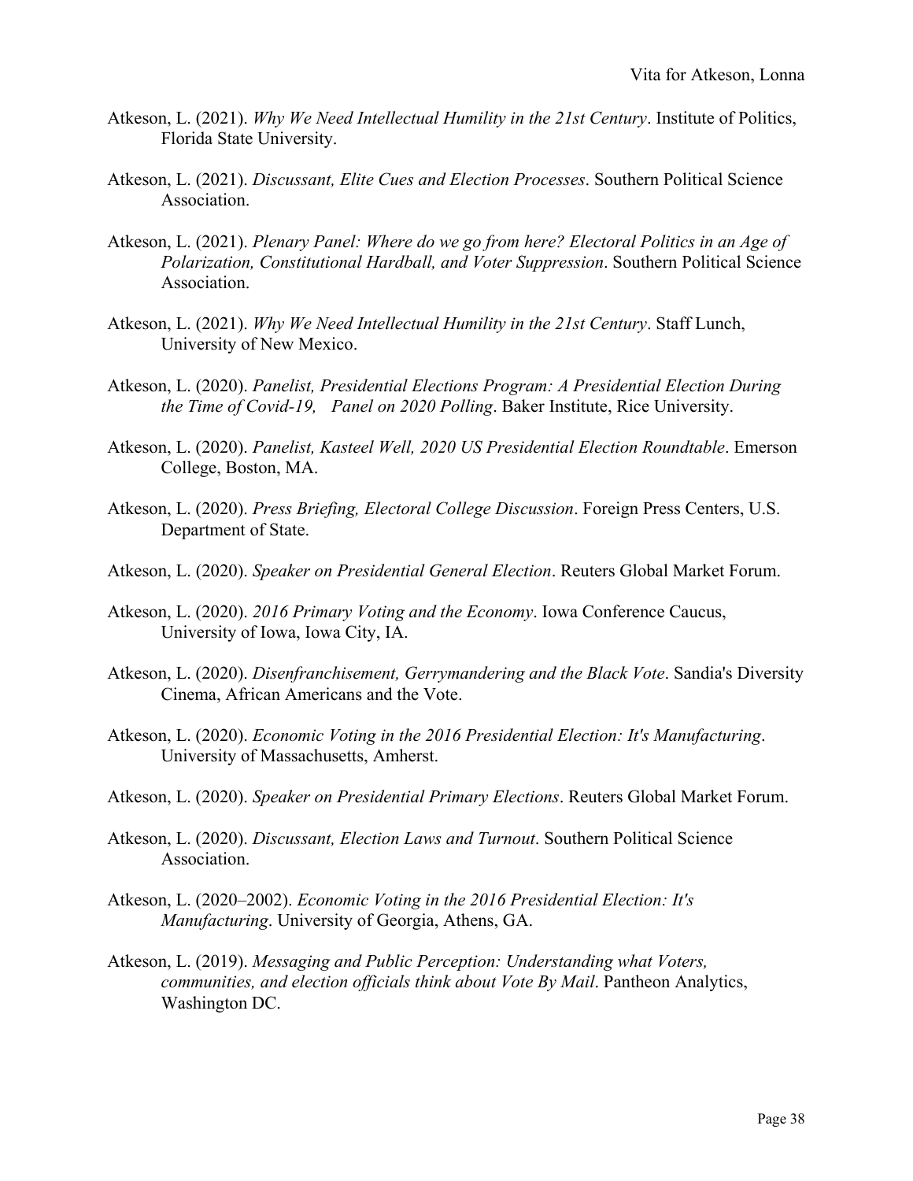Atkeson, L. (2021). *Why We Need Intellectual Humility in the 21st Century*. Institute of Politics, Florida State University.

Atkeson, L. (2021). *Discussant, Elite Cues and Election Processes*. Southern Political Science Association.

Atkeson, L. (2021). *Plenary Panel: Where do we go from here? Electoral Politics in an Age of Polarization, Constitutional Hardball, and Voter Suppression*. Southern Political Science Association.

Atkeson, L. (2021). *Why We Need Intellectual Humility in the 21st Century*. Staff Lunch, University of New Mexico.

Atkeson, L. (2020). *Panelist, Presidential Elections Program: A Presidential Election During the Time of Covid-19, Panel on 2020 Polling*. Baker Institute, Rice University.

Atkeson, L. (2020). *Panelist, Kasteel Well, 2020 US Presidential Election Roundtable*. Emerson College, Boston, MA.

Atkeson, L. (2020). *Press Briefing, Electoral College Discussion*. Foreign Press Centers, U.S. Department of State.

Atkeson, L. (2020). *Speaker on Presidential General Election*. Reuters Global Market Forum.

Atkeson, L. (2020). *2016 Primary Voting and the Economy*. Iowa Conference Caucus, University of Iowa, Iowa City, IA.

Atkeson, L. (2020). *Disenfranchisement, Gerrymandering and the Black Vote*. Sandia's Diversity Cinema, African Americans and the Vote.

Atkeson, L. (2020). *Economic Voting in the 2016 Presidential Election: It's Manufacturing*. University of Massachusetts, Amherst.

Atkeson, L. (2020). *Speaker on Presidential Primary Elections*. Reuters Global Market Forum.

Atkeson, L. (2020). *Discussant, Election Laws and Turnout*. Southern Political Science Association.

Atkeson, L. (2020–2002). *Economic Voting in the 2016 Presidential Election: It's Manufacturing*. University of Georgia, Athens, GA.

Atkeson, L. (2019). *Messaging and Public Perception: Understanding what Voters, communities, and election officials think about Vote By Mail*. Pantheon Analytics, Washington DC.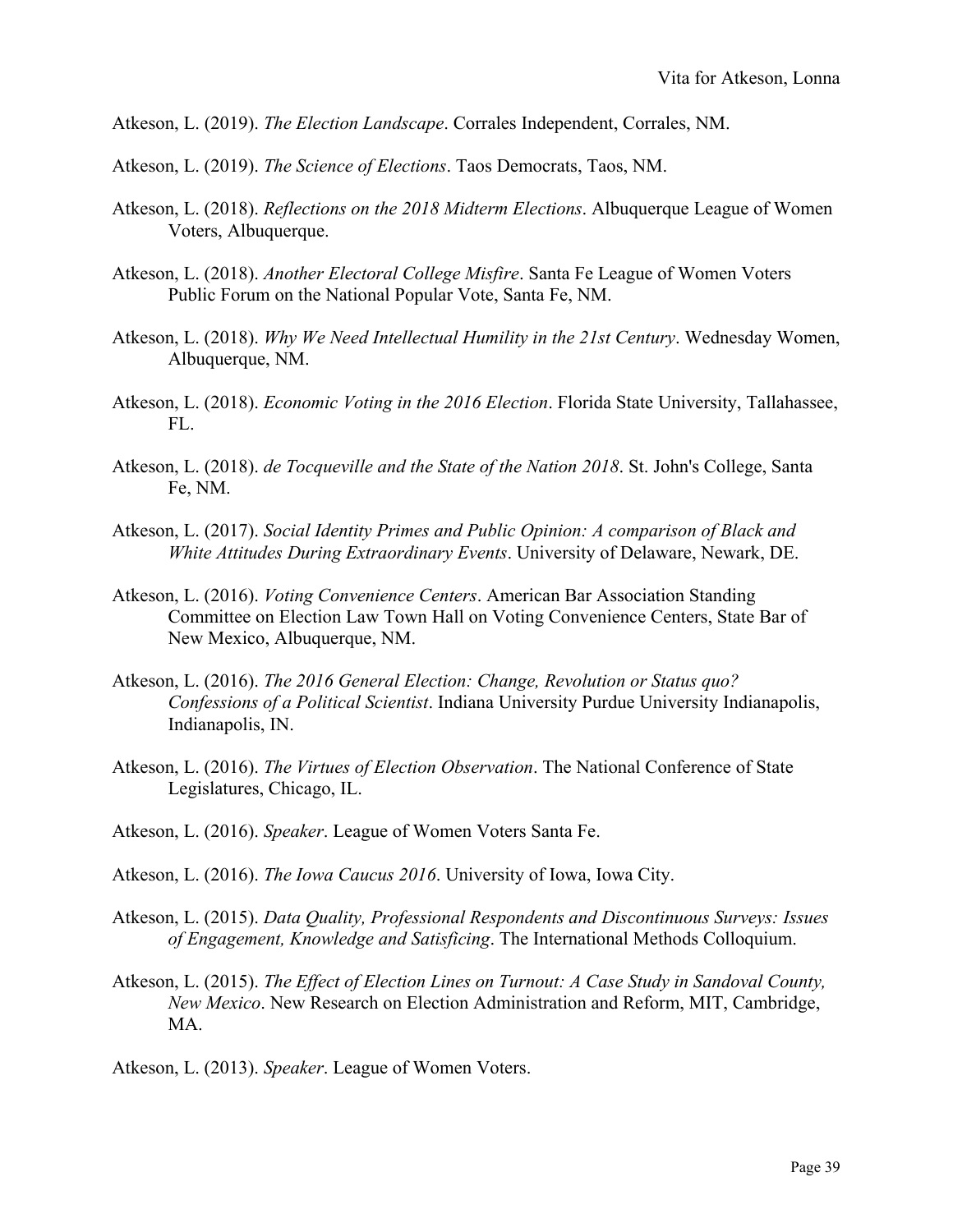Atkeson, L. (2019). *The Election Landscape*. Corrales Independent, Corrales, NM.

Atkeson, L. (2019). *The Science of Elections*. Taos Democrats, Taos, NM.

Atkeson, L. (2018). *Reflections on the 2018 Midterm Elections*. Albuquerque League of Women Voters, Albuquerque.

Atkeson, L. (2018). *Another Electoral College Misfire*. Santa Fe League of Women Voters Public Forum on the National Popular Vote, Santa Fe, NM.

Atkeson, L. (2018). *Why We Need Intellectual Humility in the 21st Century*. Wednesday Women, Albuquerque, NM.

Atkeson, L. (2018). *Economic Voting in the 2016 Election*. Florida State University, Tallahassee, FL.

Atkeson, L. (2018). *de Tocqueville and the State of the Nation 2018*. St. John's College, Santa Fe, NM.

Atkeson, L. (2017). *Social Identity Primes and Public Opinion: A comparison of Black and White Attitudes During Extraordinary Events*. University of Delaware, Newark, DE.

Atkeson, L. (2016). *Voting Convenience Centers*. American Bar Association Standing Committee on Election Law Town Hall on Voting Convenience Centers, State Bar of New Mexico, Albuquerque, NM.

Atkeson, L. (2016). *The 2016 General Election: Change, Revolution or Status quo? Confessions of a Political Scientist*. Indiana University Purdue University Indianapolis, Indianapolis, IN.

Atkeson, L. (2016). *The Virtues of Election Observation*. The National Conference of State Legislatures, Chicago, IL.

Atkeson, L. (2016). *Speaker*. League of Women Voters Santa Fe.

Atkeson, L. (2016). *The Iowa Caucus 2016*. University of Iowa, Iowa City.

Atkeson, L. (2015). *Data Quality, Professional Respondents and Discontinuous Surveys: Issues of Engagement, Knowledge and Satisficing*. The International Methods Colloquium.

Atkeson, L. (2015). *The Effect of Election Lines on Turnout: A Case Study in Sandoval County, New Mexico*. New Research on Election Administration and Reform, MIT, Cambridge, MA.

Atkeson, L. (2013). *Speaker*. League of Women Voters.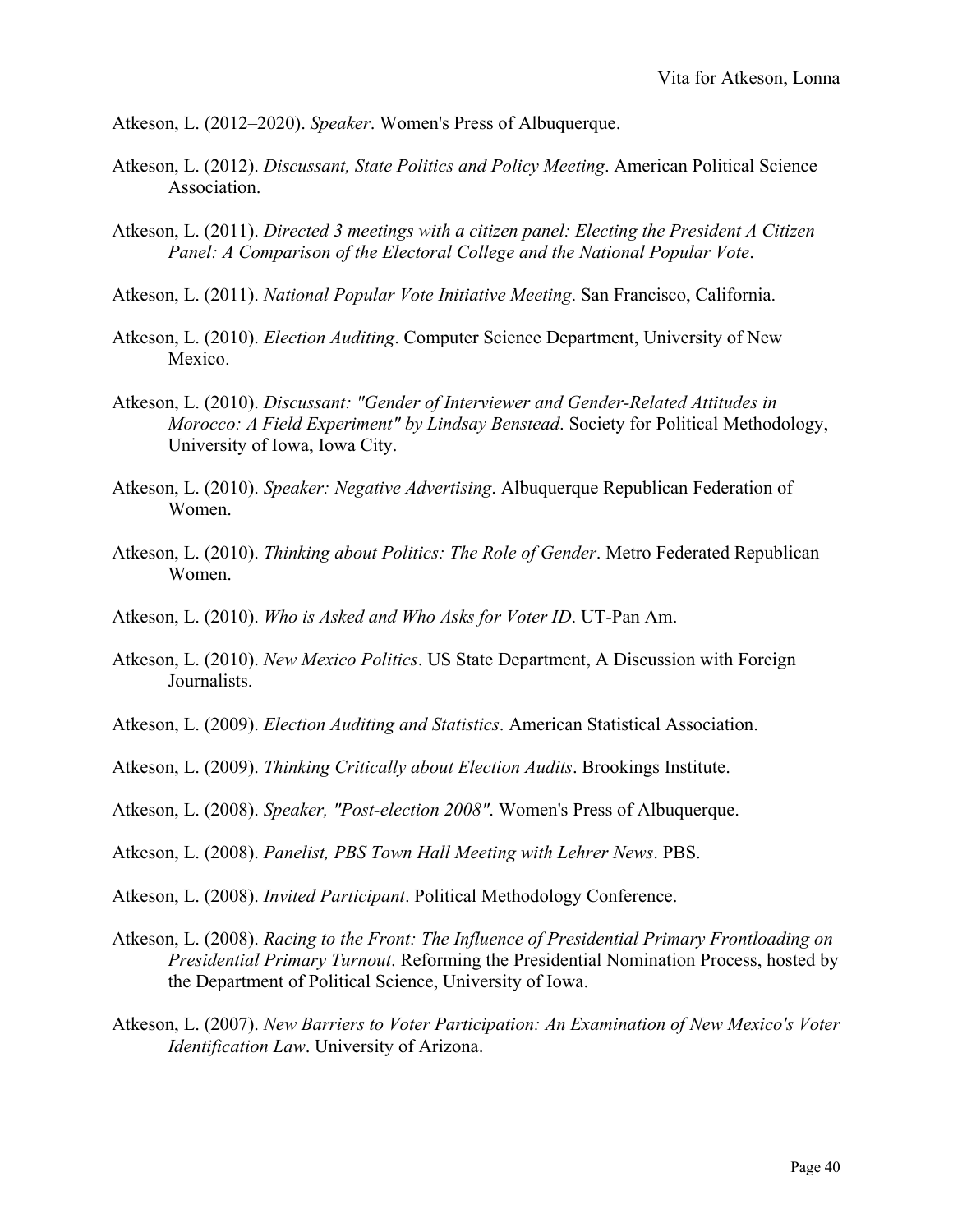Atkeson, L. (2012–2020). *Speaker*. Women's Press of Albuquerque.

Atkeson, L. (2012). *Discussant, State Politics and Policy Meeting*. American Political Science Association.

Atkeson, L. (2011). *Directed 3 meetings with a citizen panel: Electing the President A Citizen Panel: A Comparison of the Electoral College and the National Popular Vote*.

Atkeson, L. (2011). *National Popular Vote Initiative Meeting*. San Francisco, California.

Atkeson, L. (2010). *Election Auditing*. Computer Science Department, University of New Mexico.

Atkeson, L. (2010). *Discussant: "Gender of Interviewer and Gender-Related Attitudes in Morocco: A Field Experiment" by Lindsay Benstead*. Society for Political Methodology, University of Iowa, Iowa City.

Atkeson, L. (2010). *Speaker: Negative Advertising*. Albuquerque Republican Federation of Women.

Atkeson, L. (2010). *Thinking about Politics: The Role of Gender*. Metro Federated Republican Women.

Atkeson, L. (2010). *Who is Asked and Who Asks for Voter ID*. UT-Pan Am.

Atkeson, L. (2010). *New Mexico Politics*. US State Department, A Discussion with Foreign Journalists.

Atkeson, L. (2009). *Election Auditing and Statistics*. American Statistical Association.

Atkeson, L. (2009). *Thinking Critically about Election Audits*. Brookings Institute.

Atkeson, L. (2008). *Speaker, "Post-election 2008"*. Women's Press of Albuquerque.

Atkeson, L. (2008). *Panelist, PBS Town Hall Meeting with Lehrer News*. PBS.

Atkeson, L. (2008). *Invited Participant*. Political Methodology Conference.

Atkeson, L. (2008). *Racing to the Front: The Influence of Presidential Primary Frontloading on Presidential Primary Turnout*. Reforming the Presidential Nomination Process, hosted by the Department of Political Science, University of Iowa.

Atkeson, L. (2007). *New Barriers to Voter Participation: An Examination of New Mexico's Voter Identification Law*. University of Arizona.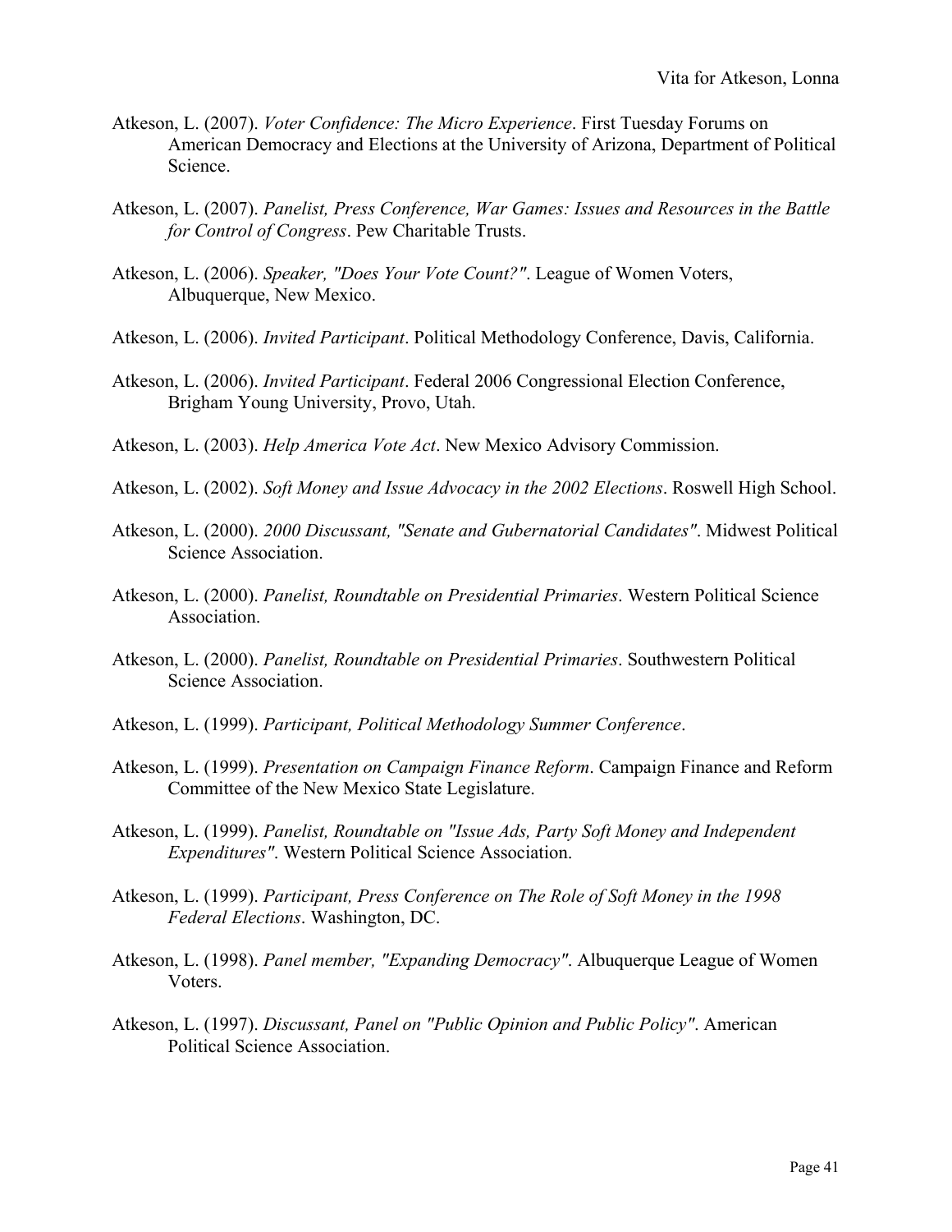Atkeson, L. (2007). *Voter Confidence: The Micro Experience*. First Tuesday Forums on American Democracy and Elections at the University of Arizona, Department of Political Science.

Atkeson, L. (2007). *Panelist, Press Conference, War Games: Issues and Resources in the Battle for Control of Congress*. Pew Charitable Trusts.

Atkeson, L. (2006). *Speaker, "Does Your Vote Count?"*. League of Women Voters, Albuquerque, New Mexico.

Atkeson, L. (2006). *Invited Participant*. Political Methodology Conference, Davis, California.

Atkeson, L. (2006). *Invited Participant*. Federal 2006 Congressional Election Conference, Brigham Young University, Provo, Utah.

Atkeson, L. (2003). *Help America Vote Act*. New Mexico Advisory Commission.

Atkeson, L. (2002). *Soft Money and Issue Advocacy in the 2002 Elections*. Roswell High School.

Atkeson, L. (2000). *2000 Discussant, "Senate and Gubernatorial Candidates"*. Midwest Political Science Association.

Atkeson, L. (2000). *Panelist, Roundtable on Presidential Primaries*. Western Political Science Association.

Atkeson, L. (2000). *Panelist, Roundtable on Presidential Primaries*. Southwestern Political Science Association.

Atkeson, L. (1999). *Participant, Political Methodology Summer Conference*.

Atkeson, L. (1999). *Presentation on Campaign Finance Reform*. Campaign Finance and Reform Committee of the New Mexico State Legislature.

Atkeson, L. (1999). *Panelist, Roundtable on "Issue Ads, Party Soft Money and Independent Expenditures"*. Western Political Science Association.

Atkeson, L. (1999). *Participant, Press Conference on The Role of Soft Money in the 1998 Federal Elections*. Washington, DC.

Atkeson, L. (1998). *Panel member, "Expanding Democracy"*. Albuquerque League of Women Voters.

Atkeson, L. (1997). *Discussant, Panel on "Public Opinion and Public Policy"*. American Political Science Association.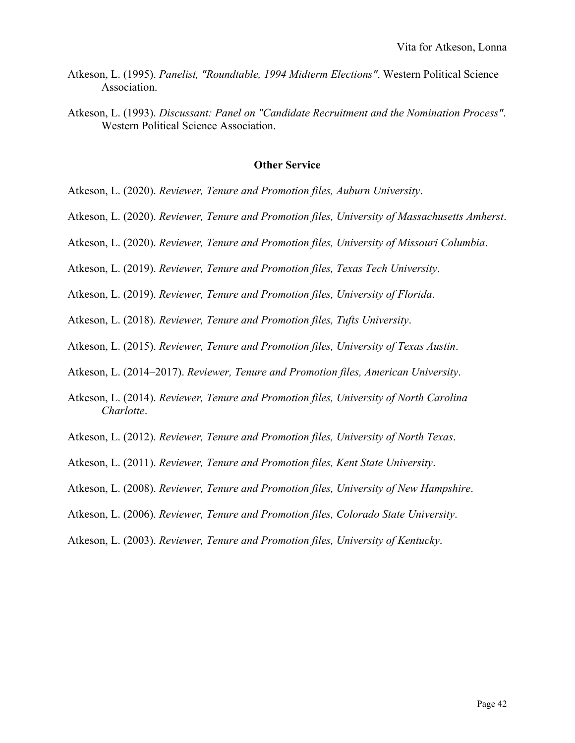Atkeson, L. (1995). *Panelist, "Roundtable, 1994 Midterm Elections"*. Western Political Science Association.

Atkeson, L. (1993). *Discussant: Panel on "Candidate Recruitment and the Nomination Process"*. Western Political Science Association.

## Other Service

Atkeson, L. (2020). *Reviewer, Tenure and Promotion files, Auburn University*.

Atkeson, L. (2020). *Reviewer, Tenure and Promotion files, University of Massachusetts Amherst*.

Atkeson, L. (2020). *Reviewer, Tenure and Promotion files, University of Missouri Columbia*.

Atkeson, L. (2019). *Reviewer, Tenure and Promotion files, Texas Tech University*.

Atkeson, L. (2019). *Reviewer, Tenure and Promotion files, University of Florida*.

Atkeson, L. (2018). *Reviewer, Tenure and Promotion files, Tufts University*.

Atkeson, L. (2015). *Reviewer, Tenure and Promotion files, University of Texas Austin*.

Atkeson, L. (2014–2017). *Reviewer, Tenure and Promotion files, American University*.

Atkeson, L. (2014). *Reviewer, Tenure and Promotion files, University of North Carolina Charlotte*.

Atkeson, L. (2012). *Reviewer, Tenure and Promotion files, University of North Texas*.

Atkeson, L. (2011). *Reviewer, Tenure and Promotion files, Kent State University*.

Atkeson, L. (2008). *Reviewer, Tenure and Promotion files, University of New Hampshire*.

Atkeson, L. (2006). *Reviewer, Tenure and Promotion files, Colorado State University*.

Atkeson, L. (2003). *Reviewer, Tenure and Promotion files, University of Kentucky*.